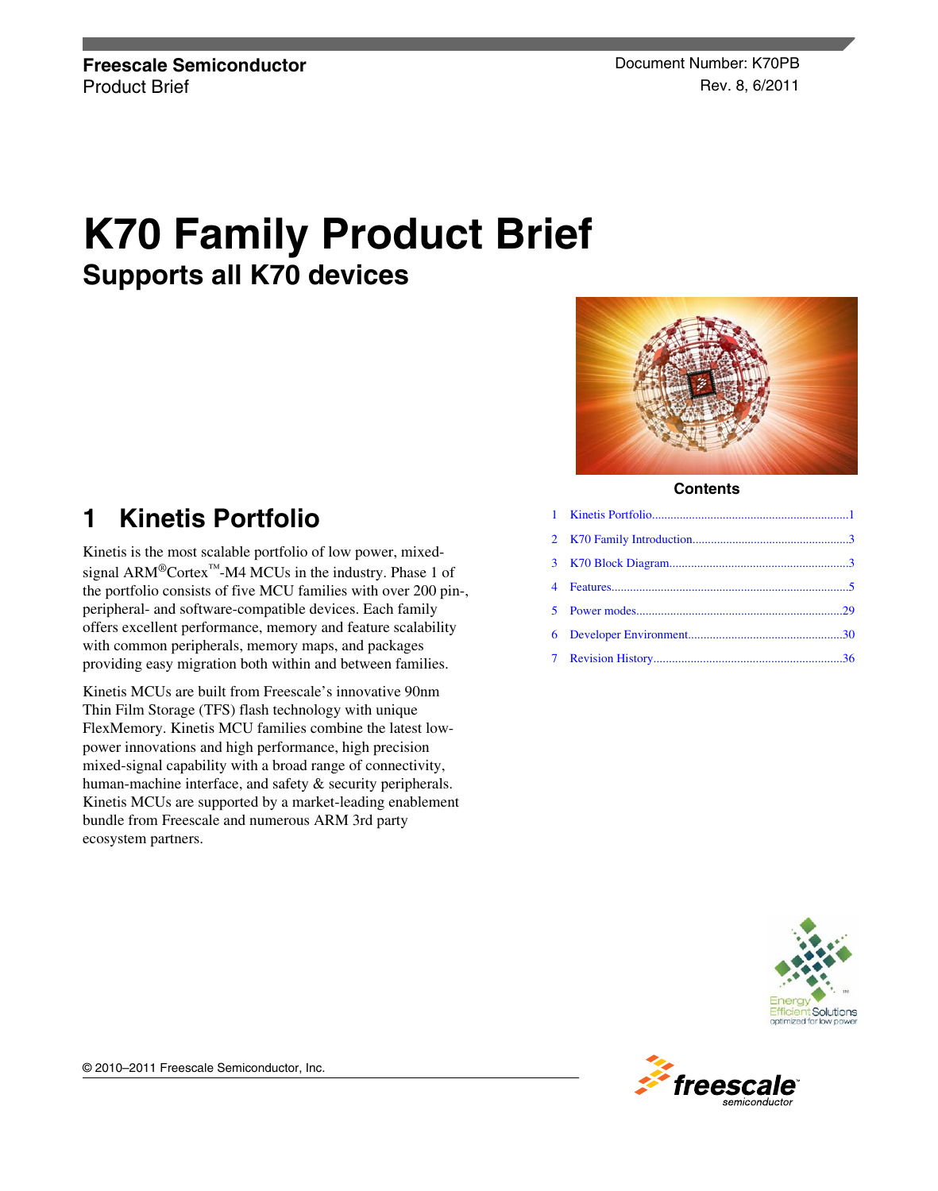**Freescale Semiconductor**
Product Brief

Document Number: K70PB
Rev. 8, 6/2011

# K70 Family Product Brief

## Supports all K70 devices

**Contents**

| | | |
|---|---|---|
| 1 | Kinetis Portfolio | 1 |
| 2 | K70 Family Introduction | 3 |
| 3 | K70 Block Diagram | 3 |
| 4 | Features | 5 |
| 5 | Power modes | 29 |
| 6 | Developer Environment | 30 |
| 7 | Revision History | 36 |

## 1 Kinetis Portfolio

Kinetis is the most scalable portfolio of low power, mixed-signal ARM®Cortex™-M4 MCUs in the industry. Phase 1 of the portfolio consists of five MCU families with over 200 pin-, peripheral- and software-compatible devices. Each family offers excellent performance, memory and feature scalability with common peripherals, memory maps, and packages providing easy migration both within and between families.

Kinetis MCUs are built from Freescale's innovative 90nm Thin Film Storage (TFS) flash technology with unique FlexMemory. Kinetis MCU families combine the latest low-power innovations and high performance, high precision mixed-signal capability with a broad range of connectivity, human-machine interface, and safety & security peripherals. Kinetis MCUs are supported by a market-leading enablement bundle from Freescale and numerous ARM 3rd party ecosystem partners.

© 2010–2011 Freescale Semiconductor, Inc.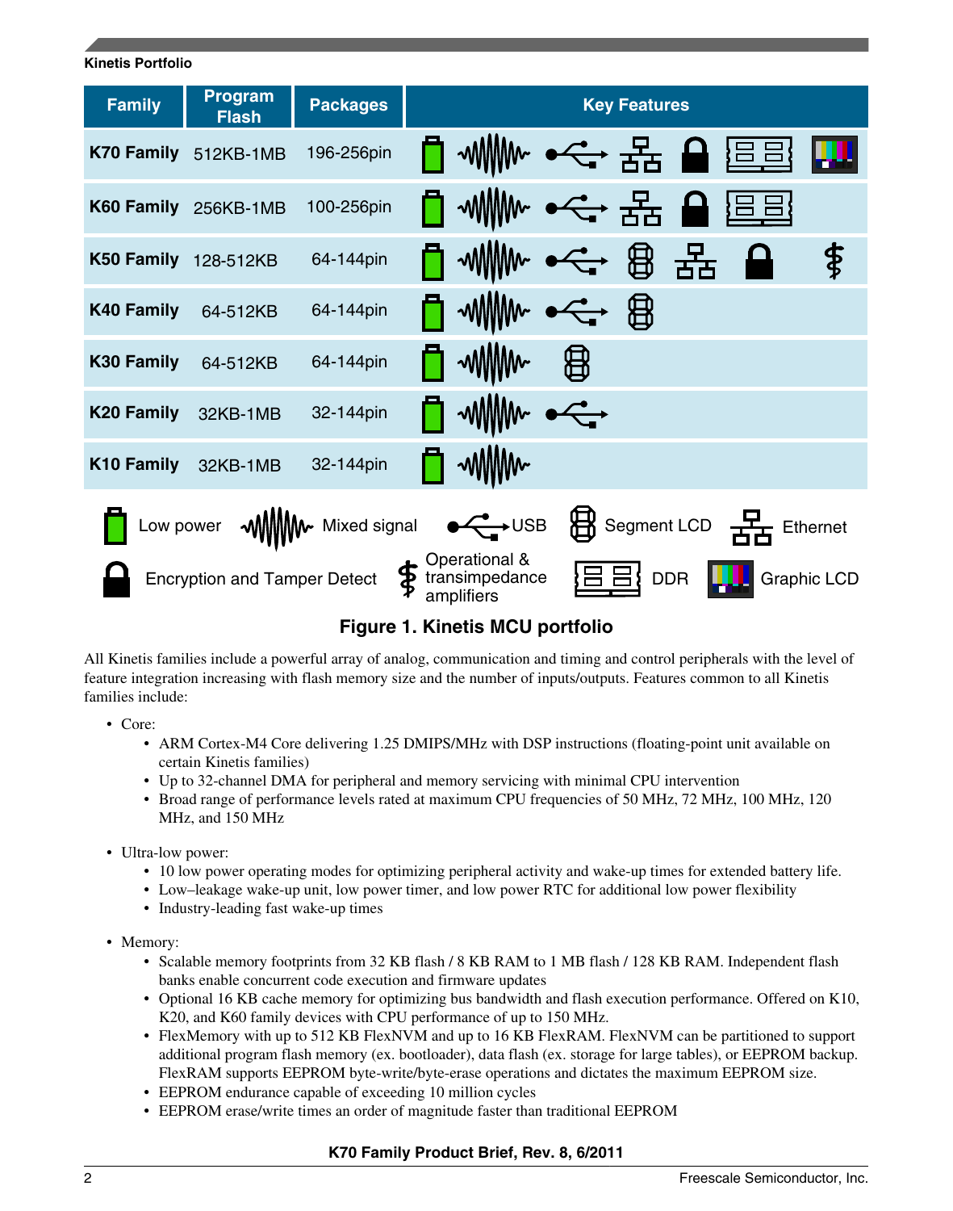| Family | Program Flash | Packages | Key Features |
|---|---|---|---|
| K70 Family | 512KB-1MB | 196-256pin | Low power, Mixed signal, USB, Ethernet, Encryption and Tamper Detect, DDR, Graphic LCD |
| K60 Family | 256KB-1MB | 100-256pin | Low power, Mixed signal, USB, Ethernet, Encryption and Tamper Detect, DDR |
| K50 Family | 128-512KB | 64-144pin | Low power, Mixed signal, USB, Segment LCD, Ethernet, Encryption and Tamper Detect, Operational & transimpedance amplifiers |
| K40 Family | 64-512KB | 64-144pin | Low power, Mixed signal, USB, Segment LCD |
| K30 Family | 64-512KB | 64-144pin | Low power, Mixed signal, Segment LCD |
| K20 Family | 32KB-1MB | 32-144pin | Low power, Mixed signal, USB |
| K10 Family | 32KB-1MB | 32-144pin | Low power, Mixed signal |

Legend: Low power; Mixed signal; USB; Segment LCD; Ethernet; Encryption and Tamper Detect; Operational & transimpedance amplifiers; DDR; Graphic LCD

**Figure 1. Kinetis MCU portfolio**

All Kinetis families include a powerful array of analog, communication and timing and control peripherals with the level of feature integration increasing with flash memory size and the number of inputs/outputs. Features common to all Kinetis families include:

- Core:
  - ARM Cortex-M4 Core delivering 1.25 DMIPS/MHz with DSP instructions (floating-point unit available on certain Kinetis families)
  - Up to 32-channel DMA for peripheral and memory servicing with minimal CPU intervention
  - Broad range of performance levels rated at maximum CPU frequencies of 50 MHz, 72 MHz, 100 MHz, 120 MHz, and 150 MHz
- Ultra-low power:
  - 10 low power operating modes for optimizing peripheral activity and wake-up times for extended battery life.
  - Low–leakage wake-up unit, low power timer, and low power RTC for additional low power flexibility
  - Industry-leading fast wake-up times
- Memory:
  - Scalable memory footprints from 32 KB flash / 8 KB RAM to 1 MB flash / 128 KB RAM. Independent flash banks enable concurrent code execution and firmware updates
  - Optional 16 KB cache memory for optimizing bus bandwidth and flash execution performance. Offered on K10, K20, and K60 family devices with CPU performance of up to 150 MHz.
  - FlexMemory with up to 512 KB FlexNVM and up to 16 KB FlexRAM. FlexNVM can be partitioned to support additional program flash memory (ex. bootloader), data flash (ex. storage for large tables), or EEPROM backup. FlexRAM supports EEPROM byte-write/byte-erase operations and dictates the maximum EEPROM size.
  - EEPROM endurance capable of exceeding 10 million cycles
  - EEPROM erase/write times an order of magnitude faster than traditional EEPROM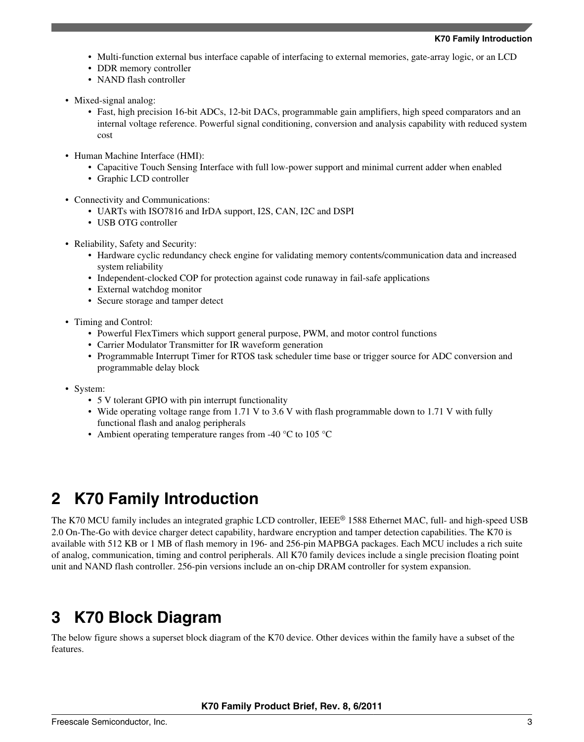- Multi-function external bus interface capable of interfacing to external memories, gate-array logic, or an LCD
  - DDR memory controller
  - NAND flash controller

- Mixed-signal analog:
  - Fast, high precision 16-bit ADCs, 12-bit DACs, programmable gain amplifiers, high speed comparators and an internal voltage reference. Powerful signal conditioning, conversion and analysis capability with reduced system cost

- Human Machine Interface (HMI):
  - Capacitive Touch Sensing Interface with full low-power support and minimal current adder when enabled
  - Graphic LCD controller

- Connectivity and Communications:
  - UARTs with ISO7816 and IrDA support, I2S, CAN, I2C and DSPI
  - USB OTG controller

- Reliability, Safety and Security:
  - Hardware cyclic redundancy check engine for validating memory contents/communication data and increased system reliability
  - Independent-clocked COP for protection against code runaway in fail-safe applications
  - External watchdog monitor
  - Secure storage and tamper detect

- Timing and Control:
  - Powerful FlexTimers which support general purpose, PWM, and motor control functions
  - Carrier Modulator Transmitter for IR waveform generation
  - Programmable Interrupt Timer for RTOS task scheduler time base or trigger source for ADC conversion and programmable delay block

- System:
  - 5 V tolerant GPIO with pin interrupt functionality
  - Wide operating voltage range from 1.71 V to 3.6 V with flash programmable down to 1.71 V with fully functional flash and analog peripherals
  - Ambient operating temperature ranges from -40 °C to 105 °C

## 2 K70 Family Introduction

The K70 MCU family includes an integrated graphic LCD controller, IEEE® 1588 Ethernet MAC, full- and high-speed USB 2.0 On-The-Go with device charger detect capability, hardware encryption and tamper detection capabilities. The K70 is available with 512 KB or 1 MB of flash memory in 196- and 256-pin MAPBGA packages. Each MCU includes a rich suite of analog, communication, timing and control peripherals. All K70 family devices include a single precision floating point unit and NAND flash controller. 256-pin versions include an on-chip DRAM controller for system expansion.

## 3 K70 Block Diagram

The below figure shows a superset block diagram of the K70 device. Other devices within the family have a subset of the features.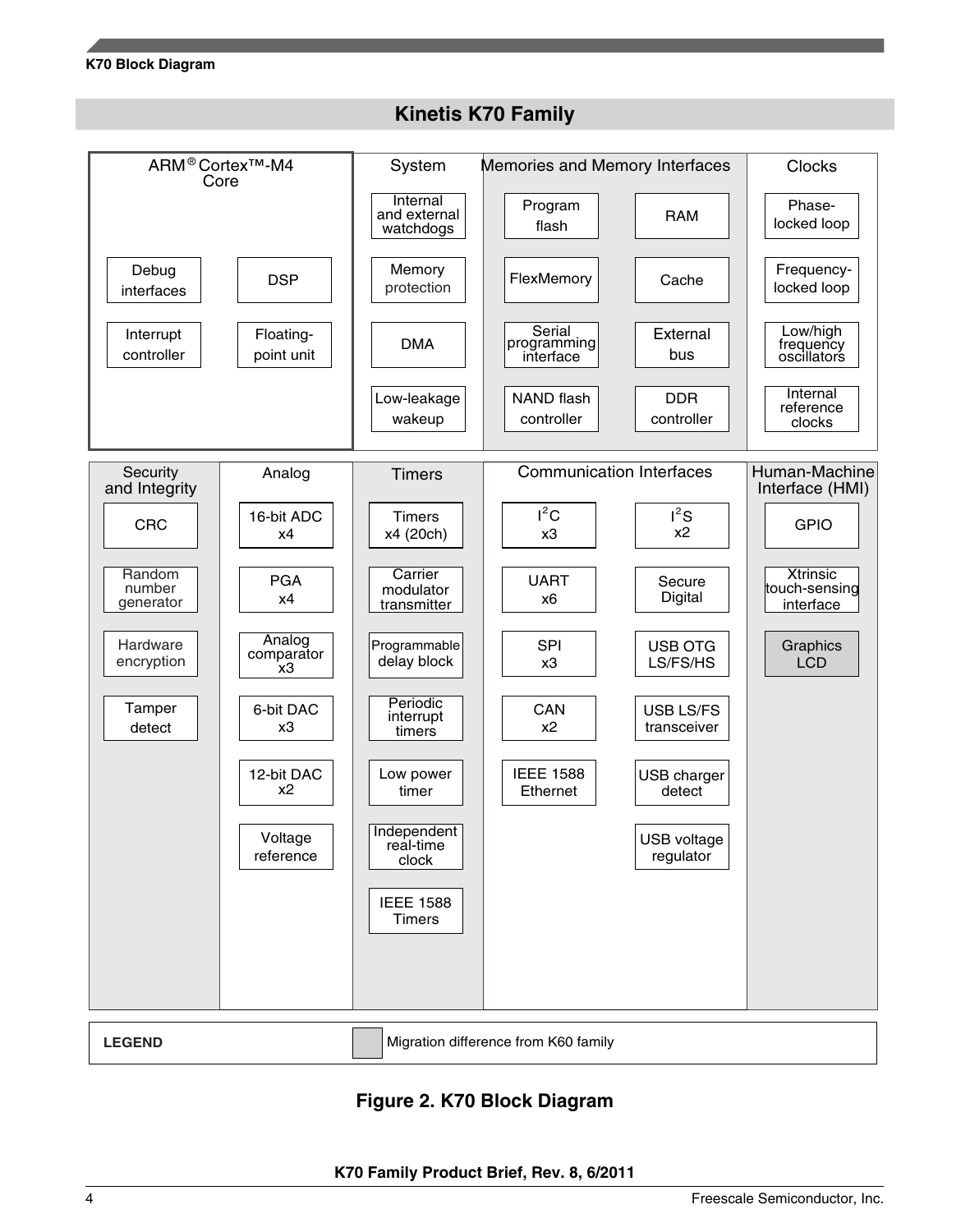## Kinetis K70 Family

**ARM® Cortex™-M4 Core**
- Debug interfaces
- DSP
- Interrupt controller
- Floating-point unit

**System**
- Internal and external watchdogs
- Memory protection
- DMA
- Low-leakage wakeup

**Memories and Memory Interfaces**
- Program flash
- RAM
- FlexMemory
- Cache
- Serial programming interface
- External bus
- NAND flash controller
- DDR controller

**Clocks**
- Phase-locked loop
- Frequency-locked loop
- Low/high frequency oscillators
- Internal reference clocks

**Security and Integrity**
- CRC
- Random number generator
- Hardware encryption
- Tamper detect

**Analog**
- 16-bit ADC x4
- PGA x4
- Analog comparator x3
- 6-bit DAC x3
- 12-bit DAC x2
- Voltage reference

**Timers**
- Timers x4 (20ch)
- Carrier modulator transmitter
- Programmable delay block
- Periodic interrupt timers
- Low power timer
- Independent real-time clock
- IEEE 1588 Timers

**Communication Interfaces**
- I²C x3
- I²S x2
- UART x6
- Secure Digital
- SPI x3
- USB OTG LS/FS/HS
- CAN x2
- USB LS/FS transceiver
- IEEE 1588 Ethernet
- USB charger detect
- USB voltage regulator

**Human-Machine Interface (HMI)**
- GPIO
- Xtrinsic touch-sensing interface
- Graphics LCD

**LEGEND**: Migration difference from K60 family (shaded: Graphics LCD)

**Figure 2. K70 Block Diagram**

K70 Family Product Brief, Rev. 8, 6/2011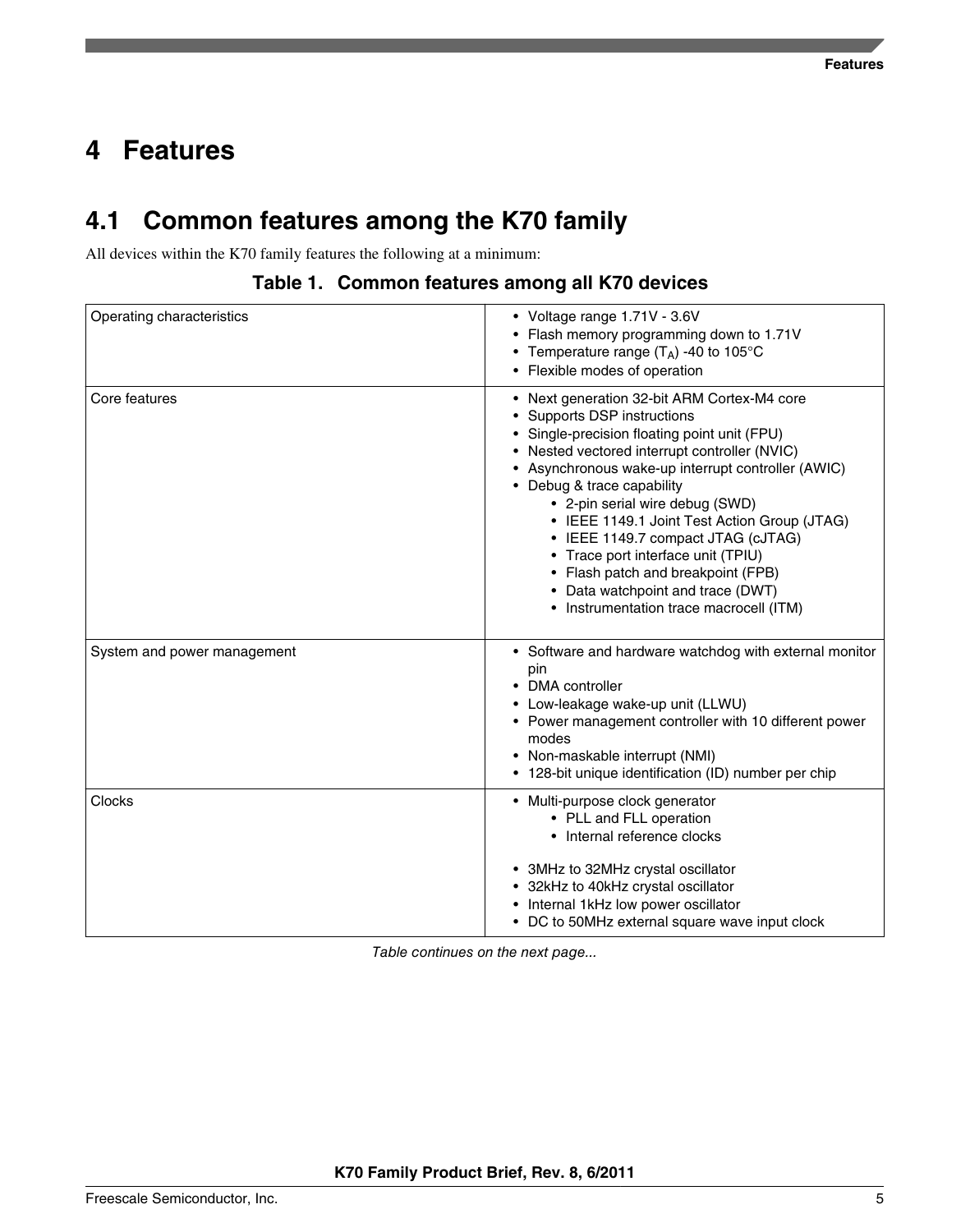# 4 Features

## 4.1 Common features among the K70 family

All devices within the K70 family features the following at a minimum:

**Table 1. Common features among all K70 devices**

| | |
|---|---|
| Operating characteristics | • Voltage range 1.71V - 3.6V<br>• Flash memory programming down to 1.71V<br>• Temperature range ($T_A$) -40 to 105°C<br>• Flexible modes of operation |
| Core features | • Next generation 32-bit ARM Cortex-M4 core<br>• Supports DSP instructions<br>• Single-precision floating point unit (FPU)<br>• Nested vectored interrupt controller (NVIC)<br>• Asynchronous wake-up interrupt controller (AWIC)<br>• Debug & trace capability<br>&nbsp;&nbsp;&nbsp;&nbsp;• 2-pin serial wire debug (SWD)<br>&nbsp;&nbsp;&nbsp;&nbsp;• IEEE 1149.1 Joint Test Action Group (JTAG)<br>&nbsp;&nbsp;&nbsp;&nbsp;• IEEE 1149.7 compact JTAG (cJTAG)<br>&nbsp;&nbsp;&nbsp;&nbsp;• Trace port interface unit (TPIU)<br>&nbsp;&nbsp;&nbsp;&nbsp;• Flash patch and breakpoint (FPB)<br>&nbsp;&nbsp;&nbsp;&nbsp;• Data watchpoint and trace (DWT)<br>&nbsp;&nbsp;&nbsp;&nbsp;• Instrumentation trace macrocell (ITM) |
| System and power management | • Software and hardware watchdog with external monitor pin<br>• DMA controller<br>• Low-leakage wake-up unit (LLWU)<br>• Power management controller with 10 different power modes<br>• Non-maskable interrupt (NMI)<br>• 128-bit unique identification (ID) number per chip |
| Clocks | • Multi-purpose clock generator<br>&nbsp;&nbsp;&nbsp;&nbsp;• PLL and FLL operation<br>&nbsp;&nbsp;&nbsp;&nbsp;• Internal reference clocks<br>• 3MHz to 32MHz crystal oscillator<br>• 32kHz to 40kHz crystal oscillator<br>• Internal 1kHz low power oscillator<br>• DC to 50MHz external square wave input clock |

*Table continues on the next page...*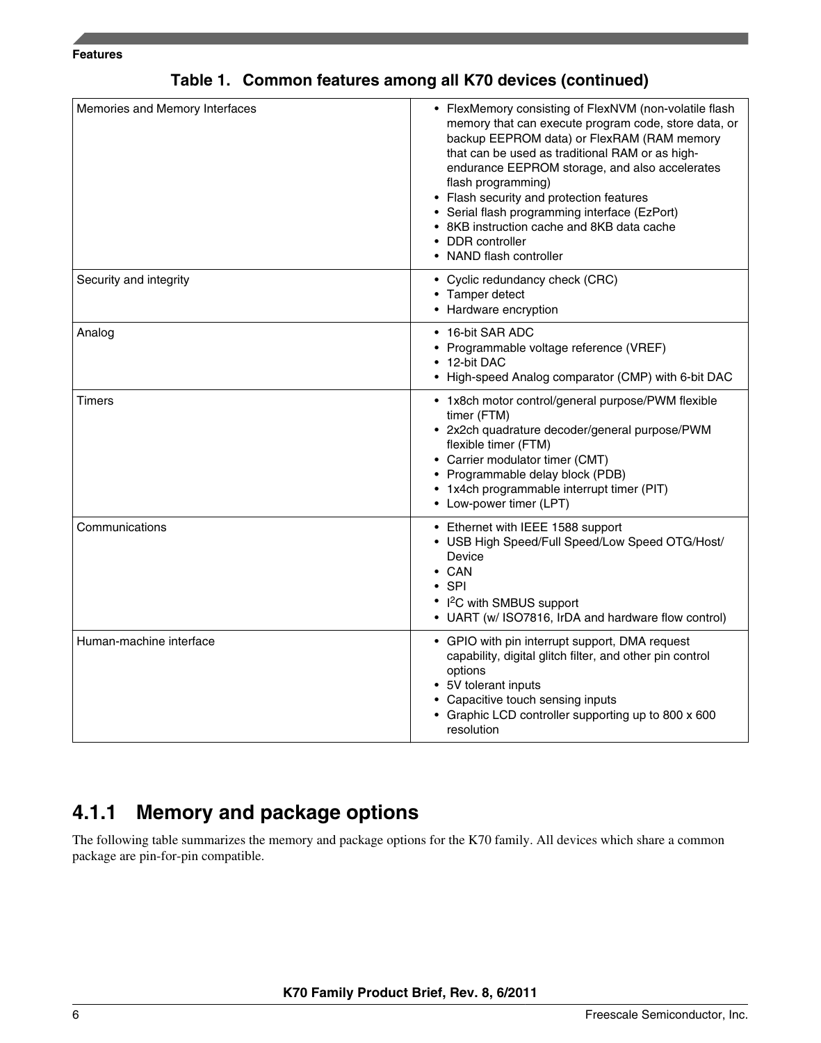**Table 1. Common features among all K70 devices (continued)**

| | |
|---|---|
| Memories and Memory Interfaces | • FlexMemory consisting of FlexNVM (non-volatile flash memory that can execute program code, store data, or backup EEPROM data) or FlexRAM (RAM memory that can be used as traditional RAM or as high-endurance EEPROM storage, and also accelerates flash programming)<br>• Flash security and protection features<br>• Serial flash programming interface (EzPort)<br>• 8KB instruction cache and 8KB data cache<br>• DDR controller<br>• NAND flash controller |
| Security and integrity | • Cyclic redundancy check (CRC)<br>• Tamper detect<br>• Hardware encryption |
| Analog | • 16-bit SAR ADC<br>• Programmable voltage reference (VREF)<br>• 12-bit DAC<br>• High-speed Analog comparator (CMP) with 6-bit DAC |
| Timers | • 1x8ch motor control/general purpose/PWM flexible timer (FTM)<br>• 2x2ch quadrature decoder/general purpose/PWM flexible timer (FTM)<br>• Carrier modulator timer (CMT)<br>• Programmable delay block (PDB)<br>• 1x4ch programmable interrupt timer (PIT)<br>• Low-power timer (LPT) |
| Communications | • Ethernet with IEEE 1588 support<br>• USB High Speed/Full Speed/Low Speed OTG/Host/Device<br>• CAN<br>• SPI<br>• $I^2C$ with SMBUS support<br>• UART (w/ ISO7816, IrDA and hardware flow control) |
| Human-machine interface | • GPIO with pin interrupt support, DMA request capability, digital glitch filter, and other pin control options<br>• 5V tolerant inputs<br>• Capacitive touch sensing inputs<br>• Graphic LCD controller supporting up to 800 x 600 resolution |

### 4.1.1 Memory and package options

The following table summarizes the memory and package options for the K70 family. All devices which share a common package are pin-for-pin compatible.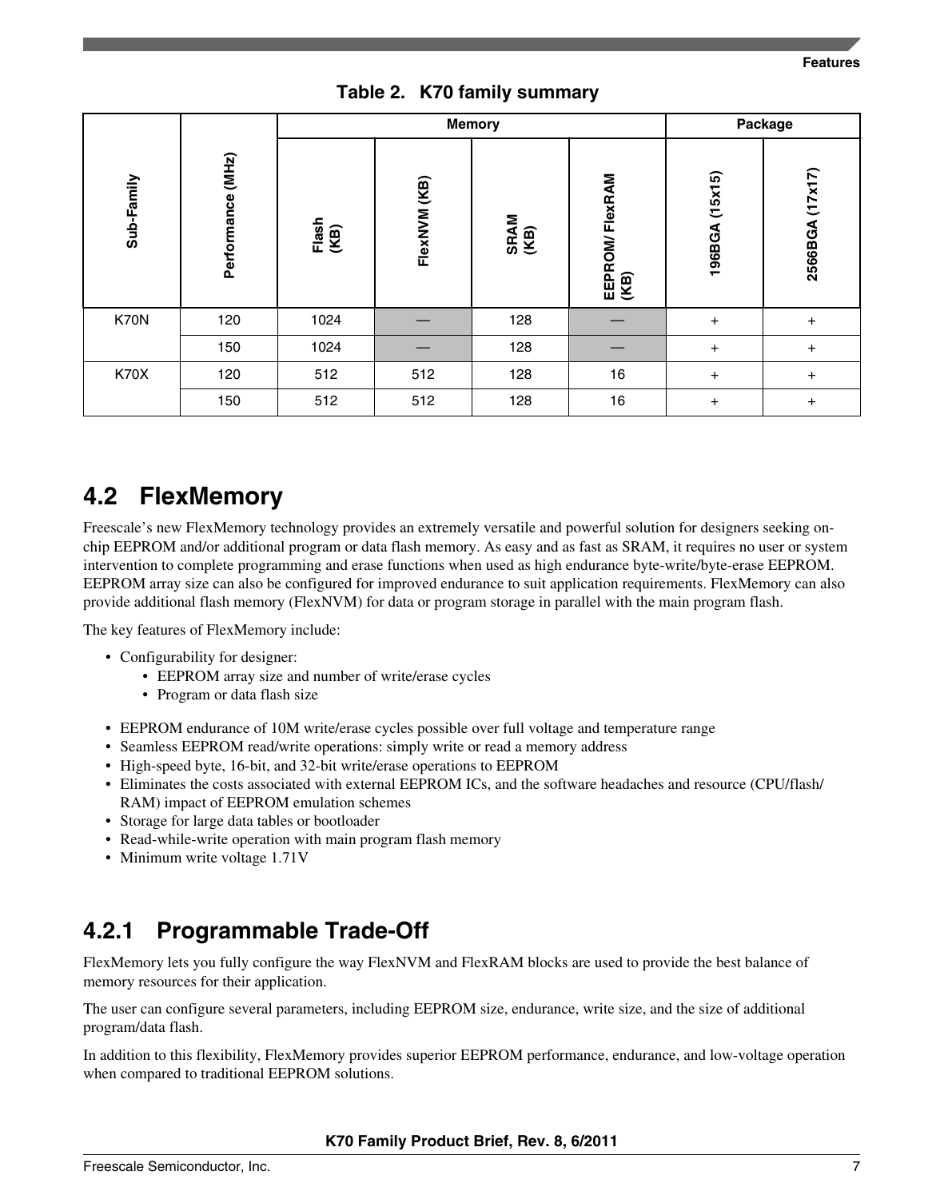**Table 2. K70 family summary**

| Sub-Family | Performance (MHz) | Memory | | | | Package | |
|---|---|---|---|---|---|---|---|
| | | Flash (KB) | FlexNVM (KB) | SRAM (KB) | EEPROM/ FlexRAM (KB) | 196BGA (15x15) | 2566BGA (17x17) |
| K70N | 120 | 1024 | — | 128 | — | + | + |
| | 150 | 1024 | — | 128 | — | + | + |
| K70X | 120 | 512 | 512 | 128 | 16 | + | + |
| | 150 | 512 | 512 | 128 | 16 | + | + |

## 4.2 FlexMemory

Freescale's new FlexMemory technology provides an extremely versatile and powerful solution for designers seeking on-chip EEPROM and/or additional program or data flash memory. As easy and as fast as SRAM, it requires no user or system intervention to complete programming and erase functions when used as high endurance byte-write/byte-erase EEPROM. EEPROM array size can also be configured for improved endurance to suit application requirements. FlexMemory can also provide additional flash memory (FlexNVM) for data or program storage in parallel with the main program flash.

The key features of FlexMemory include:

- Configurability for designer:
  - EEPROM array size and number of write/erase cycles
  - Program or data flash size
- EEPROM endurance of 10M write/erase cycles possible over full voltage and temperature range
- Seamless EEPROM read/write operations: simply write or read a memory address
- High-speed byte, 16-bit, and 32-bit write/erase operations to EEPROM
- Eliminates the costs associated with external EEPROM ICs, and the software headaches and resource (CPU/flash/RAM) impact of EEPROM emulation schemes
- Storage for large data tables or bootloader
- Read-while-write operation with main program flash memory
- Minimum write voltage 1.71V

### 4.2.1 Programmable Trade-Off

FlexMemory lets you fully configure the way FlexNVM and FlexRAM blocks are used to provide the best balance of memory resources for their application.

The user can configure several parameters, including EEPROM size, endurance, write size, and the size of additional program/data flash.

In addition to this flexibility, FlexMemory provides superior EEPROM performance, endurance, and low-voltage operation when compared to traditional EEPROM solutions.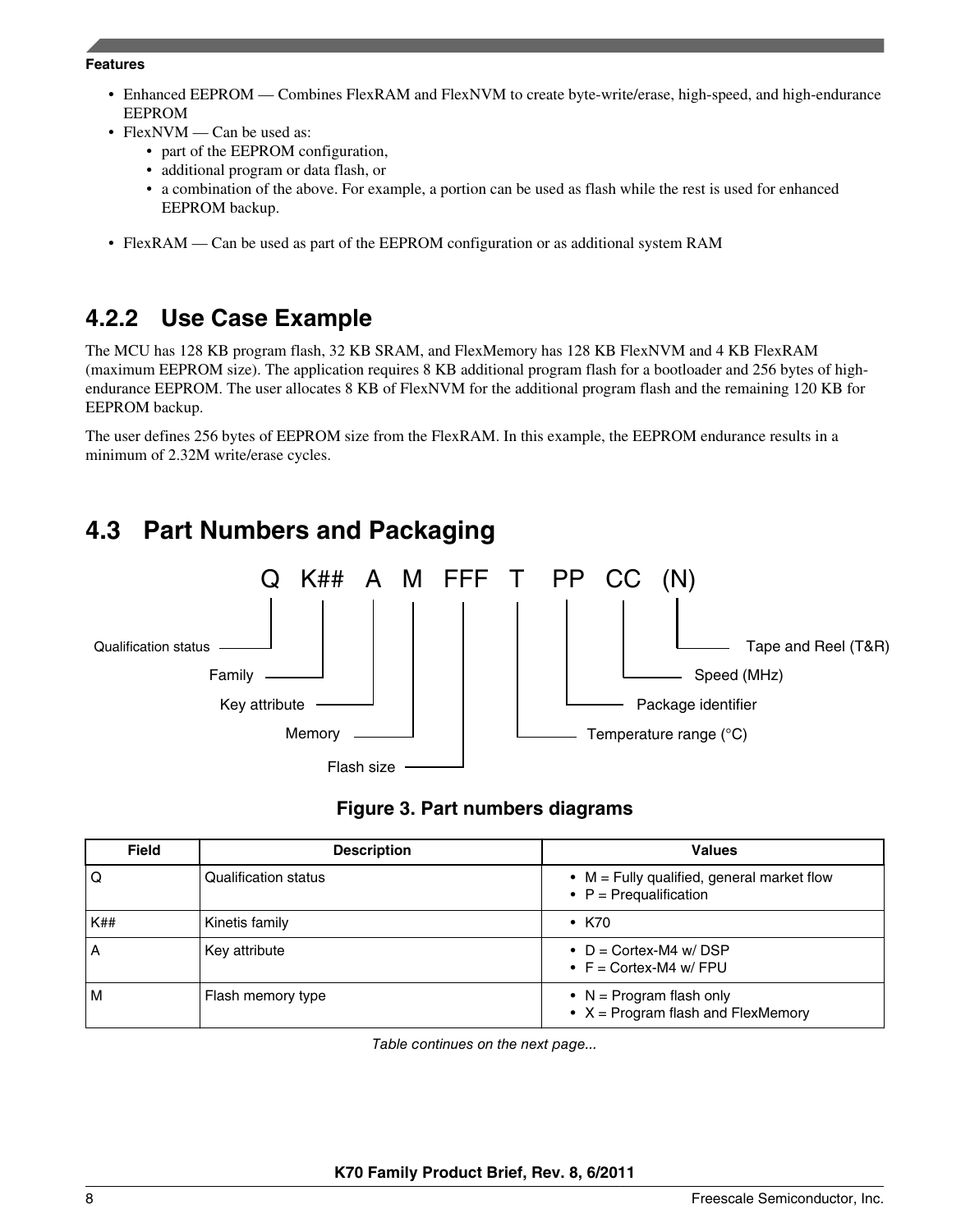**Features**

- Enhanced EEPROM — Combines FlexRAM and FlexNVM to create byte-write/erase, high-speed, and high-endurance EEPROM
- FlexNVM — Can be used as:
  - part of the EEPROM configuration,
  - additional program or data flash, or
  - a combination of the above. For example, a portion can be used as flash while the rest is used for enhanced EEPROM backup.
- FlexRAM — Can be used as part of the EEPROM configuration or as additional system RAM

### 4.2.2 Use Case Example

The MCU has 128 KB program flash, 32 KB SRAM, and FlexMemory has 128 KB FlexNVM and 4 KB FlexRAM (maximum EEPROM size). The application requires 8 KB additional program flash for a bootloader and 256 bytes of high-endurance EEPROM. The user allocates 8 KB of FlexNVM for the additional program flash and the remaining 120 KB for EEPROM backup.

The user defines 256 bytes of EEPROM size from the FlexRAM. In this example, the EEPROM endurance results in a minimum of 2.32M write/erase cycles.

## 4.3 Part Numbers and Packaging

Q K## A M FFF T PP CC (N)

- Q — Qualification status
- K## — Family
- A — Key attribute
- M — Memory
- FFF — Flash size
- T — Temperature range (°C)
- PP — Package identifier
- CC — Speed (MHz)
- (N) — Tape and Reel (T&R)

**Figure 3. Part numbers diagrams**

| Field | Description | Values |
|---|---|---|
| Q | Qualification status | • M = Fully qualified, general market flow<br>• P = Prequalification |
| K## | Kinetis family | • K70 |
| A | Key attribute | • D = Cortex-M4 w/ DSP<br>• F = Cortex-M4 w/ FPU |
| M | Flash memory type | • N = Program flash only<br>• X = Program flash and FlexMemory |

*Table continues on the next page...*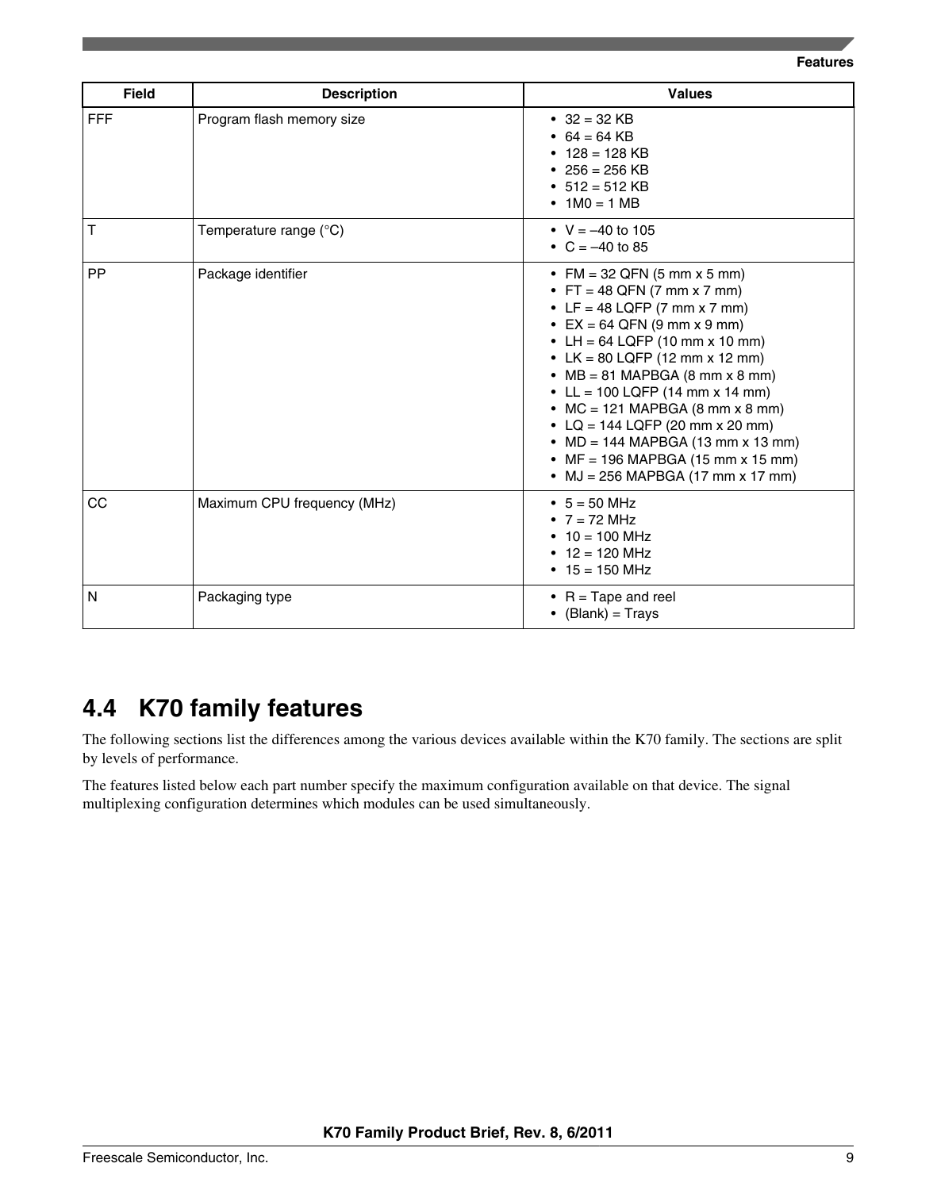| Field | Description | Values |
|---|---|---|
| FFF | Program flash memory size | • 32 = 32 KB<br>• 64 = 64 KB<br>• 128 = 128 KB<br>• 256 = 256 KB<br>• 512 = 512 KB<br>• 1M0 = 1 MB |
| T | Temperature range (°C) | • V = –40 to 105<br>• C = –40 to 85 |
| PP | Package identifier | • FM = 32 QFN (5 mm x 5 mm)<br>• FT = 48 QFN (7 mm x 7 mm)<br>• LF = 48 LQFP (7 mm x 7 mm)<br>• EX = 64 QFN (9 mm x 9 mm)<br>• LH = 64 LQFP (10 mm x 10 mm)<br>• LK = 80 LQFP (12 mm x 12 mm)<br>• MB = 81 MAPBGA (8 mm x 8 mm)<br>• LL = 100 LQFP (14 mm x 14 mm)<br>• MC = 121 MAPBGA (8 mm x 8 mm)<br>• LQ = 144 LQFP (20 mm x 20 mm)<br>• MD = 144 MAPBGA (13 mm x 13 mm)<br>• MF = 196 MAPBGA (15 mm x 15 mm)<br>• MJ = 256 MAPBGA (17 mm x 17 mm) |
| CC | Maximum CPU frequency (MHz) | • 5 = 50 MHz<br>• 7 = 72 MHz<br>• 10 = 100 MHz<br>• 12 = 120 MHz<br>• 15 = 150 MHz |
| N | Packaging type | • R = Tape and reel<br>• (Blank) = Trays |

## 4.4 K70 family features

The following sections list the differences among the various devices available within the K70 family. The sections are split by levels of performance.

The features listed below each part number specify the maximum configuration available on that device. The signal multiplexing configuration determines which modules can be used simultaneously.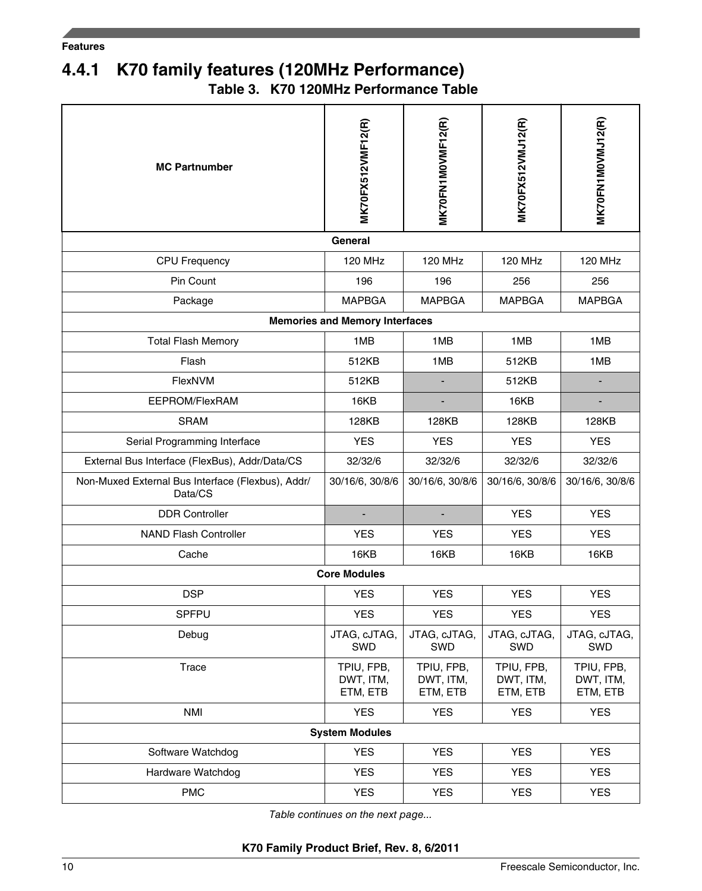### 4.4.1 K70 family features (120MHz Performance)

**Table 3. K70 120MHz Performance Table**

| MC Partnumber | MK70FX512VMF12(R) | MK70FN1M0VMF12(R) | MK70FX512VMJ12(R) | MK70FN1M0VMJ12(R) |
|---|---|---|---|---|
| **General** | | | | |
| CPU Frequency | 120 MHz | 120 MHz | 120 MHz | 120 MHz |
| Pin Count | 196 | 196 | 256 | 256 |
| Package | MAPBGA | MAPBGA | MAPBGA | MAPBGA |
| **Memories and Memory Interfaces** | | | | |
| Total Flash Memory | 1MB | 1MB | 1MB | 1MB |
| Flash | 512KB | 1MB | 512KB | 1MB |
| FlexNVM | 512KB | - | 512KB | - |
| EEPROM/FlexRAM | 16KB | - | 16KB | - |
| SRAM | 128KB | 128KB | 128KB | 128KB |
| Serial Programming Interface | YES | YES | YES | YES |
| External Bus Interface (FlexBus), Addr/Data/CS | 32/32/6 | 32/32/6 | 32/32/6 | 32/32/6 |
| Non-Muxed External Bus Interface (Flexbus), Addr/Data/CS | 30/16/6, 30/8/6 | 30/16/6, 30/8/6 | 30/16/6, 30/8/6 | 30/16/6, 30/8/6 |
| DDR Controller | - | - | YES | YES |
| NAND Flash Controller | YES | YES | YES | YES |
| Cache | 16KB | 16KB | 16KB | 16KB |
| **Core Modules** | | | | |
| DSP | YES | YES | YES | YES |
| SPFPU | YES | YES | YES | YES |
| Debug | JTAG, cJTAG, SWD | JTAG, cJTAG, SWD | JTAG, cJTAG, SWD | JTAG, cJTAG, SWD |
| Trace | TPIU, FPB, DWT, ITM, ETM, ETB | TPIU, FPB, DWT, ITM, ETM, ETB | TPIU, FPB, DWT, ITM, ETM, ETB | TPIU, FPB, DWT, ITM, ETM, ETB |
| NMI | YES | YES | YES | YES |
| **System Modules** | | | | |
| Software Watchdog | YES | YES | YES | YES |
| Hardware Watchdog | YES | YES | YES | YES |
| PMC | YES | YES | YES | YES |

*Table continues on the next page...*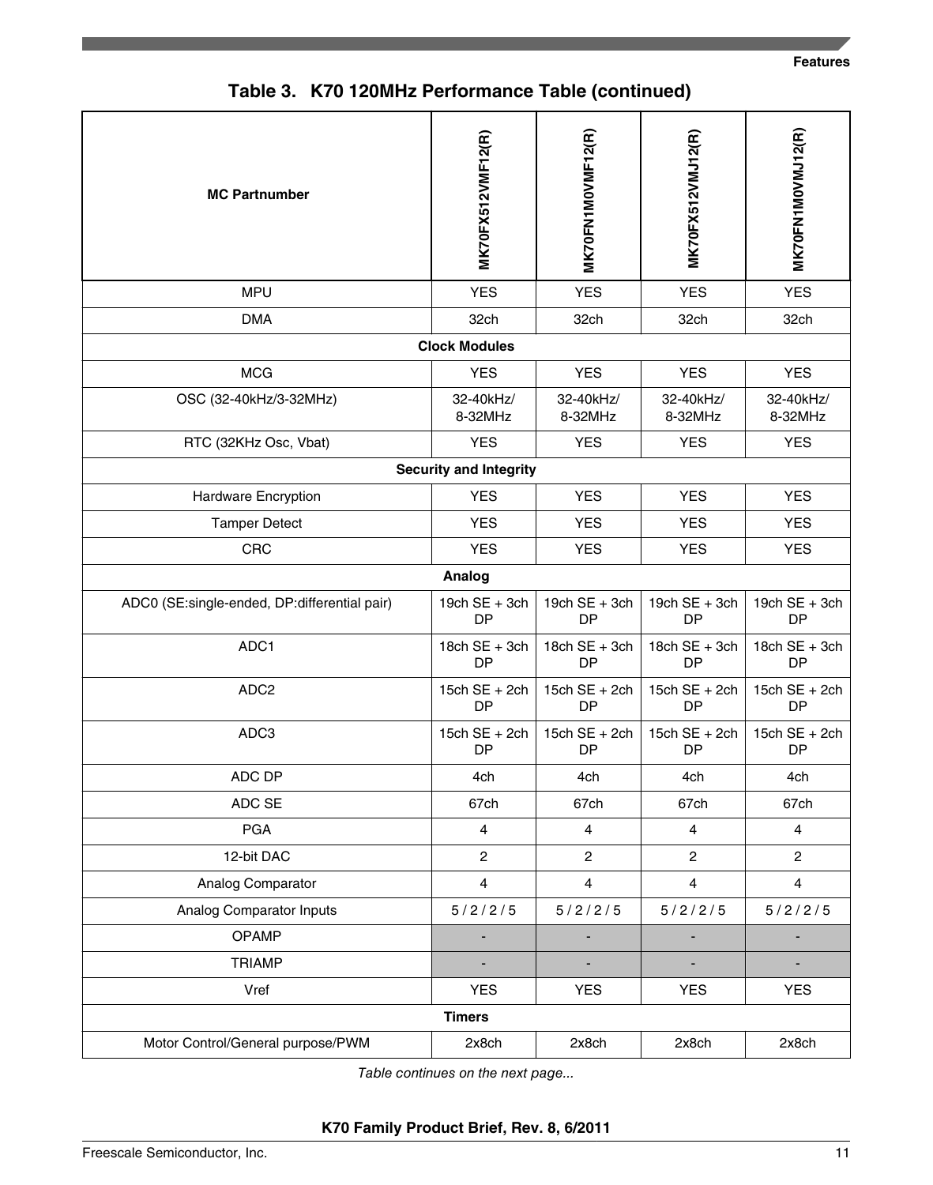**Table 3. K70 120MHz Performance Table (continued)**

| MC Partnumber | MK70FX512VMF12(R) | MK70FN1M0VMF12(R) | MK70FX512VMJ12(R) | MK70FN1M0VMJ12(R) |
|---|---|---|---|---|
| MPU | YES | YES | YES | YES |
| DMA | 32ch | 32ch | 32ch | 32ch |
| **Clock Modules** | | | | |
| MCG | YES | YES | YES | YES |
| OSC (32-40kHz/3-32MHz) | 32-40kHz/ 8-32MHz | 32-40kHz/ 8-32MHz | 32-40kHz/ 8-32MHz | 32-40kHz/ 8-32MHz |
| RTC (32KHz Osc, Vbat) | YES | YES | YES | YES |
| **Security and Integrity** | | | | |
| Hardware Encryption | YES | YES | YES | YES |
| Tamper Detect | YES | YES | YES | YES |
| CRC | YES | YES | YES | YES |
| **Analog** | | | | |
| ADC0 (SE:single-ended, DP:differential pair) | 19ch SE + 3ch DP | 19ch SE + 3ch DP | 19ch SE + 3ch DP | 19ch SE + 3ch DP |
| ADC1 | 18ch SE + 3ch DP | 18ch SE + 3ch DP | 18ch SE + 3ch DP | 18ch SE + 3ch DP |
| ADC2 | 15ch SE + 2ch DP | 15ch SE + 2ch DP | 15ch SE + 2ch DP | 15ch SE + 2ch DP |
| ADC3 | 15ch SE + 2ch DP | 15ch SE + 2ch DP | 15ch SE + 2ch DP | 15ch SE + 2ch DP |
| ADC DP | 4ch | 4ch | 4ch | 4ch |
| ADC SE | 67ch | 67ch | 67ch | 67ch |
| PGA | 4 | 4 | 4 | 4 |
| 12-bit DAC | 2 | 2 | 2 | 2 |
| Analog Comparator | 4 | 4 | 4 | 4 |
| Analog Comparator Inputs | 5 / 2 / 2 / 5 | 5 / 2 / 2 / 5 | 5 / 2 / 2 / 5 | 5 / 2 / 2 / 5 |
| OPAMP | - | - | - | - |
| TRIAMP | - | - | - | - |
| Vref | YES | YES | YES | YES |
| **Timers** | | | | |
| Motor Control/General purpose/PWM | 2x8ch | 2x8ch | 2x8ch | 2x8ch |

*Table continues on the next page...*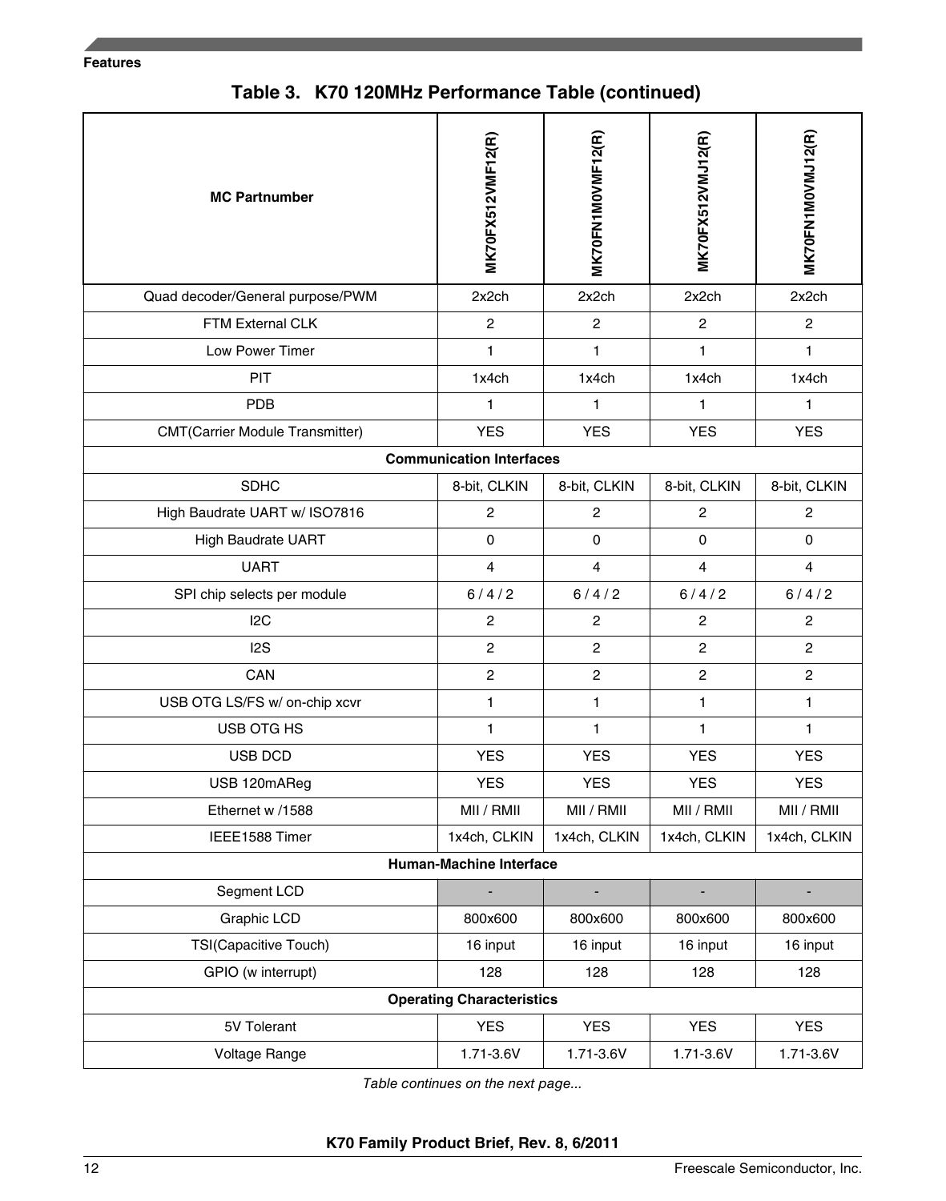**Table 3. K70 120MHz Performance Table (continued)**

| MC Partnumber | MK70FX512VMF12(R) | MK70FN1M0VMF12(R) | MK70FX512VMJ12(R) | MK70FN1M0VMJ12(R) |
|---|---|---|---|---|
| Quad decoder/General purpose/PWM | 2x2ch | 2x2ch | 2x2ch | 2x2ch |
| FTM External CLK | 2 | 2 | 2 | 2 |
| Low Power Timer | 1 | 1 | 1 | 1 |
| PIT | 1x4ch | 1x4ch | 1x4ch | 1x4ch |
| PDB | 1 | 1 | 1 | 1 |
| CMT(Carrier Module Transmitter) | YES | YES | YES | YES |
| **Communication Interfaces** | | | | |
| SDHC | 8-bit, CLKIN | 8-bit, CLKIN | 8-bit, CLKIN | 8-bit, CLKIN |
| High Baudrate UART w/ ISO7816 | 2 | 2 | 2 | 2 |
| High Baudrate UART | 0 | 0 | 0 | 0 |
| UART | 4 | 4 | 4 | 4 |
| SPI chip selects per module | 6 / 4 / 2 | 6 / 4 / 2 | 6 / 4 / 2 | 6 / 4 / 2 |
| I2C | 2 | 2 | 2 | 2 |
| I2S | 2 | 2 | 2 | 2 |
| CAN | 2 | 2 | 2 | 2 |
| USB OTG LS/FS w/ on-chip xcvr | 1 | 1 | 1 | 1 |
| USB OTG HS | 1 | 1 | 1 | 1 |
| USB DCD | YES | YES | YES | YES |
| USB 120mAReg | YES | YES | YES | YES |
| Ethernet w /1588 | MII / RMII | MII / RMII | MII / RMII | MII / RMII |
| IEEE1588 Timer | 1x4ch, CLKIN | 1x4ch, CLKIN | 1x4ch, CLKIN | 1x4ch, CLKIN |
| **Human-Machine Interface** | | | | |
| Segment LCD | - | - | - | - |
| Graphic LCD | 800x600 | 800x600 | 800x600 | 800x600 |
| TSI(Capacitive Touch) | 16 input | 16 input | 16 input | 16 input |
| GPIO (w interrupt) | 128 | 128 | 128 | 128 |
| **Operating Characteristics** | | | | |
| 5V Tolerant | YES | YES | YES | YES |
| Voltage Range | 1.71-3.6V | 1.71-3.6V | 1.71-3.6V | 1.71-3.6V |

*Table continues on the next page...*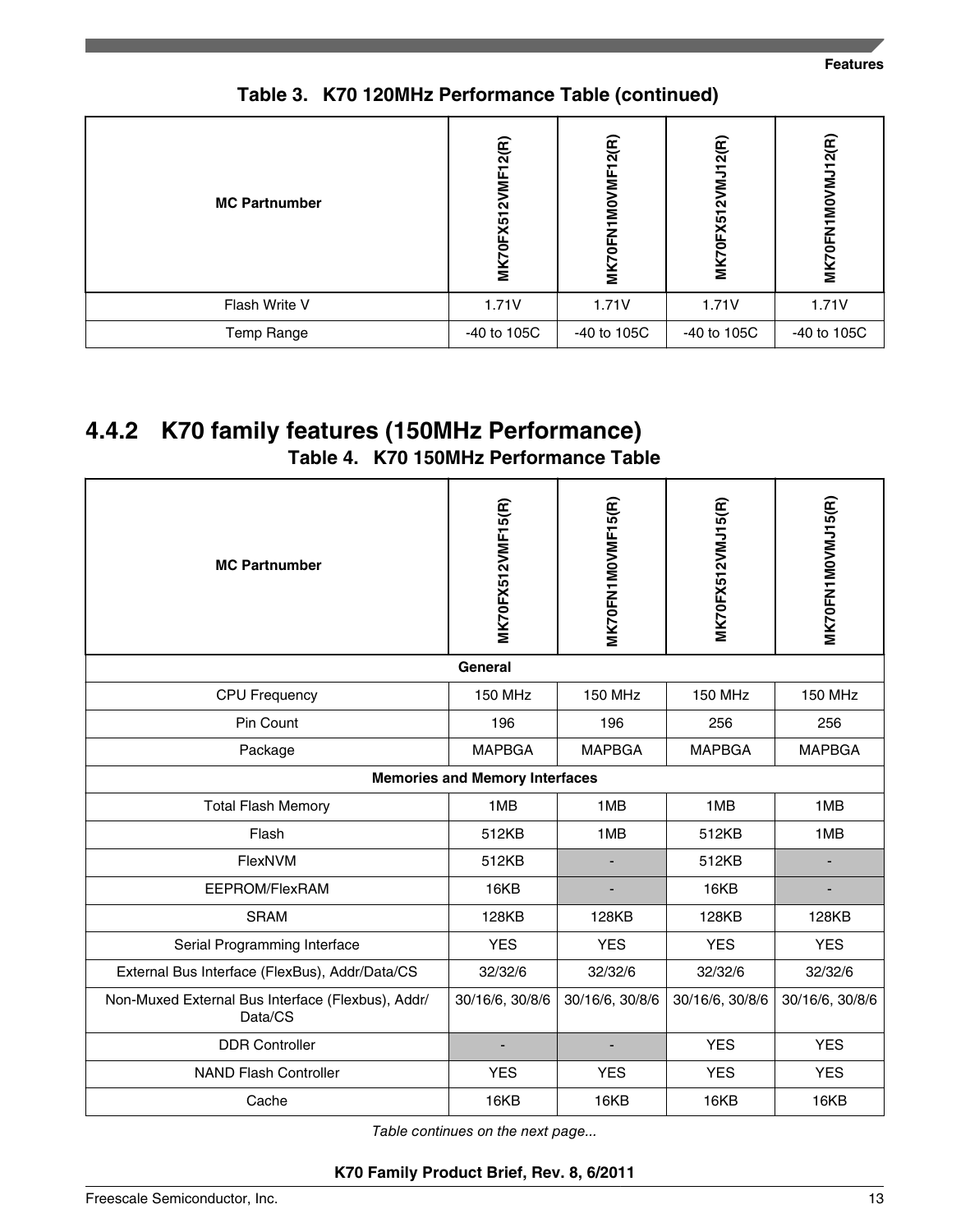**Table 3. K70 120MHz Performance Table (continued)**

| MC Partnumber | MK70FX512VMF12(R) | MK70FN1M0VMF12(R) | MK70FX512VMJ12(R) | MK70FN1M0VMJ12(R) |
|---|---|---|---|---|
| Flash Write V | 1.71V | 1.71V | 1.71V | 1.71V |
| Temp Range | -40 to 105C | -40 to 105C | -40 to 105C | -40 to 105C |

### 4.4.2 K70 family features (150MHz Performance)

**Table 4. K70 150MHz Performance Table**

| MC Partnumber | MK70FX512VMF15(R) | MK70FN1M0VMF15(R) | MK70FX512VMJ15(R) | MK70FN1M0VMJ15(R) |
|---|---|---|---|---|
| **General** | | | | |
| CPU Frequency | 150 MHz | 150 MHz | 150 MHz | 150 MHz |
| Pin Count | 196 | 196 | 256 | 256 |
| Package | MAPBGA | MAPBGA | MAPBGA | MAPBGA |
| **Memories and Memory Interfaces** | | | | |
| Total Flash Memory | 1MB | 1MB | 1MB | 1MB |
| Flash | 512KB | 1MB | 512KB | 1MB |
| FlexNVM | 512KB | - | 512KB | - |
| EEPROM/FlexRAM | 16KB | - | 16KB | - |
| SRAM | 128KB | 128KB | 128KB | 128KB |
| Serial Programming Interface | YES | YES | YES | YES |
| External Bus Interface (FlexBus), Addr/Data/CS | 32/32/6 | 32/32/6 | 32/32/6 | 32/32/6 |
| Non-Muxed External Bus Interface (Flexbus), Addr/Data/CS | 30/16/6, 30/8/6 | 30/16/6, 30/8/6 | 30/16/6, 30/8/6 | 30/16/6, 30/8/6 |
| DDR Controller | - | - | YES | YES |
| NAND Flash Controller | YES | YES | YES | YES |
| Cache | 16KB | 16KB | 16KB | 16KB |

*Table continues on the next page...*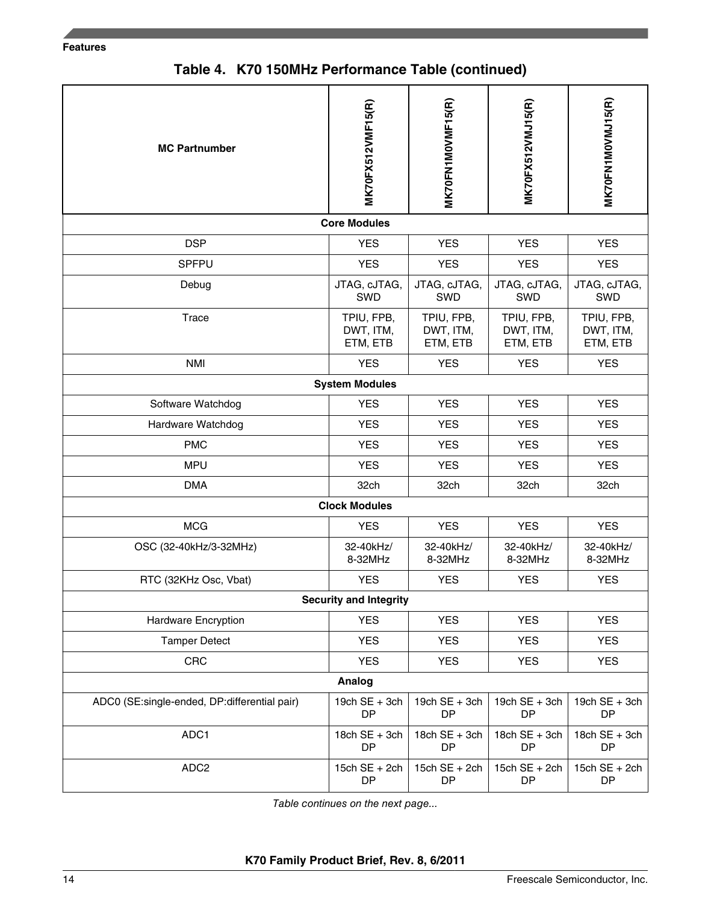**Table 4. K70 150MHz Performance Table (continued)**

| MC Partnumber | MK70FX512VMF15(R) | MK70FN1M0VMF15(R) | MK70FX512VMJ15(R) | MK70FN1M0VMJ15(R) |
|---|---|---|---|---|
| **Core Modules** | | | | |
| DSP | YES | YES | YES | YES |
| SPFPU | YES | YES | YES | YES |
| Debug | JTAG, cJTAG, SWD | JTAG, cJTAG, SWD | JTAG, cJTAG, SWD | JTAG, cJTAG, SWD |
| Trace | TPIU, FPB, DWT, ITM, ETM, ETB | TPIU, FPB, DWT, ITM, ETM, ETB | TPIU, FPB, DWT, ITM, ETM, ETB | TPIU, FPB, DWT, ITM, ETM, ETB |
| NMI | YES | YES | YES | YES |
| **System Modules** | | | | |
| Software Watchdog | YES | YES | YES | YES |
| Hardware Watchdog | YES | YES | YES | YES |
| PMC | YES | YES | YES | YES |
| MPU | YES | YES | YES | YES |
| DMA | 32ch | 32ch | 32ch | 32ch |
| **Clock Modules** | | | | |
| MCG | YES | YES | YES | YES |
| OSC (32-40kHz/3-32MHz) | 32-40kHz/ 8-32MHz | 32-40kHz/ 8-32MHz | 32-40kHz/ 8-32MHz | 32-40kHz/ 8-32MHz |
| RTC (32KHz Osc, Vbat) | YES | YES | YES | YES |
| **Security and Integrity** | | | | |
| Hardware Encryption | YES | YES | YES | YES |
| Tamper Detect | YES | YES | YES | YES |
| CRC | YES | YES | YES | YES |
| **Analog** | | | | |
| ADC0 (SE:single-ended, DP:differential pair) | 19ch SE + 3ch DP | 19ch SE + 3ch DP | 19ch SE + 3ch DP | 19ch SE + 3ch DP |
| ADC1 | 18ch SE + 3ch DP | 18ch SE + 3ch DP | 18ch SE + 3ch DP | 18ch SE + 3ch DP |
| ADC2 | 15ch SE + 2ch DP | 15ch SE + 2ch DP | 15ch SE + 2ch DP | 15ch SE + 2ch DP |

*Table continues on the next page...*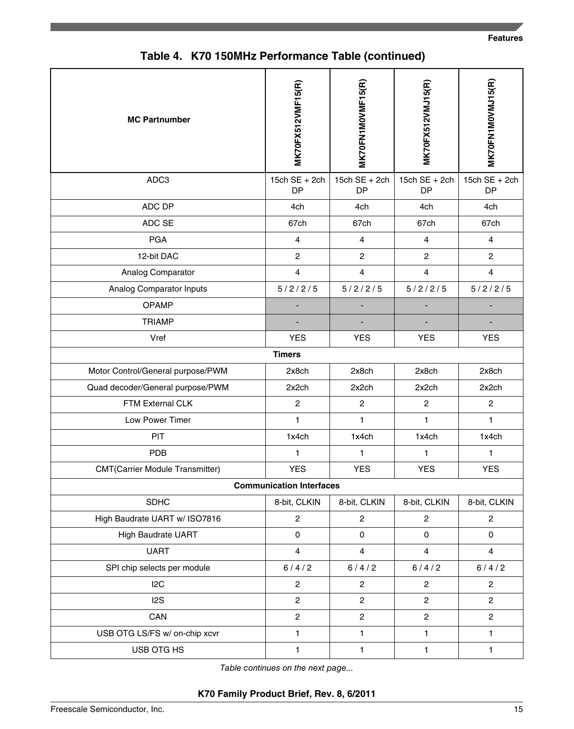**Table 4. K70 150MHz Performance Table (continued)**

| MC Partnumber | MK70FX512VMF15(R) | MK70FN1M0VMF15(R) | MK70FX512VMJ15(R) | MK70FN1M0VMJ15(R) |
|---|---|---|---|---|
| ADC3 | 15ch SE + 2ch DP | 15ch SE + 2ch DP | 15ch SE + 2ch DP | 15ch SE + 2ch DP |
| ADC DP | 4ch | 4ch | 4ch | 4ch |
| ADC SE | 67ch | 67ch | 67ch | 67ch |
| PGA | 4 | 4 | 4 | 4 |
| 12-bit DAC | 2 | 2 | 2 | 2 |
| Analog Comparator | 4 | 4 | 4 | 4 |
| Analog Comparator Inputs | 5 / 2 / 2 / 5 | 5 / 2 / 2 / 5 | 5 / 2 / 2 / 5 | 5 / 2 / 2 / 5 |
| OPAMP | - | - | - | - |
| TRIAMP | - | - | - | - |
| Vref | YES | YES | YES | YES |
| **Timers** | | | | |
| Motor Control/General purpose/PWM | 2x8ch | 2x8ch | 2x8ch | 2x8ch |
| Quad decoder/General purpose/PWM | 2x2ch | 2x2ch | 2x2ch | 2x2ch |
| FTM External CLK | 2 | 2 | 2 | 2 |
| Low Power Timer | 1 | 1 | 1 | 1 |
| PIT | 1x4ch | 1x4ch | 1x4ch | 1x4ch |
| PDB | 1 | 1 | 1 | 1 |
| CMT(Carrier Module Transmitter) | YES | YES | YES | YES |
| **Communication Interfaces** | | | | |
| SDHC | 8-bit, CLKIN | 8-bit, CLKIN | 8-bit, CLKIN | 8-bit, CLKIN |
| High Baudrate UART w/ ISO7816 | 2 | 2 | 2 | 2 |
| High Baudrate UART | 0 | 0 | 0 | 0 |
| UART | 4 | 4 | 4 | 4 |
| SPI chip selects per module | 6 / 4 / 2 | 6 / 4 / 2 | 6 / 4 / 2 | 6 / 4 / 2 |
| I2C | 2 | 2 | 2 | 2 |
| I2S | 2 | 2 | 2 | 2 |
| CAN | 2 | 2 | 2 | 2 |
| USB OTG LS/FS w/ on-chip xcvr | 1 | 1 | 1 | 1 |
| USB OTG HS | 1 | 1 | 1 | 1 |

*Table continues on the next page...*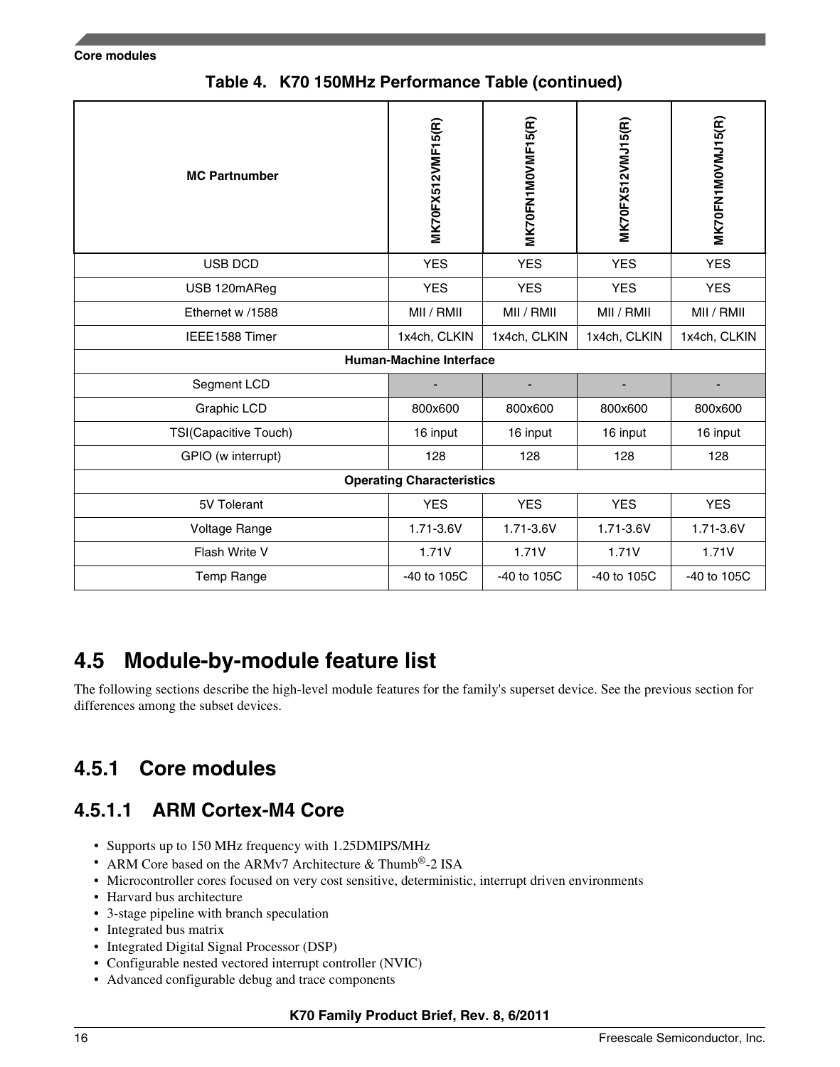**Table 4. K70 150MHz Performance Table (continued)**

| MC Partnumber | MK70FX512VMF15(R) | MK70FN1M0VMF15(R) | MK70FX512VMJ15(R) | MK70FN1M0VMJ15(R) |
|---|---|---|---|---|
| USB DCD | YES | YES | YES | YES |
| USB 120mAReg | YES | YES | YES | YES |
| Ethernet w /1588 | MII / RMII | MII / RMII | MII / RMII | MII / RMII |
| IEEE1588 Timer | 1x4ch, CLKIN | 1x4ch, CLKIN | 1x4ch, CLKIN | 1x4ch, CLKIN |
| **Human-Machine Interface** | | | | |
| Segment LCD | - | - | - | - |
| Graphic LCD | 800x600 | 800x600 | 800x600 | 800x600 |
| TSI(Capacitive Touch) | 16 input | 16 input | 16 input | 16 input |
| GPIO (w interrupt) | 128 | 128 | 128 | 128 |
| **Operating Characteristics** | | | | |
| 5V Tolerant | YES | YES | YES | YES |
| Voltage Range | 1.71-3.6V | 1.71-3.6V | 1.71-3.6V | 1.71-3.6V |
| Flash Write V | 1.71V | 1.71V | 1.71V | 1.71V |
| Temp Range | -40 to 105C | -40 to 105C | -40 to 105C | -40 to 105C |

## 4.5 Module-by-module feature list

The following sections describe the high-level module features for the family's superset device. See the previous section for differences among the subset devices.

### 4.5.1 Core modules

#### 4.5.1.1 ARM Cortex-M4 Core

- Supports up to 150 MHz frequency with 1.25DMIPS/MHz
- ARM Core based on the ARMv7 Architecture & Thumb®-2 ISA
- Microcontroller cores focused on very cost sensitive, deterministic, interrupt driven environments
- Harvard bus architecture
- 3-stage pipeline with branch speculation
- Integrated bus matrix
- Integrated Digital Signal Processor (DSP)
- Configurable nested vectored interrupt controller (NVIC)
- Advanced configurable debug and trace components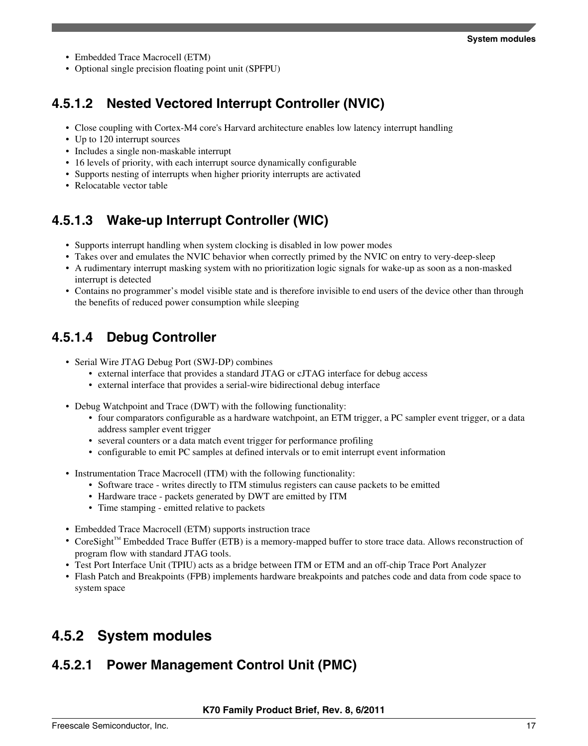- Embedded Trace Macrocell (ETM)
- Optional single precision floating point unit (SPFPU)

#### 4.5.1.2 Nested Vectored Interrupt Controller (NVIC)

- Close coupling with Cortex-M4 core's Harvard architecture enables low latency interrupt handling
- Up to 120 interrupt sources
- Includes a single non-maskable interrupt
- 16 levels of priority, with each interrupt source dynamically configurable
- Supports nesting of interrupts when higher priority interrupts are activated
- Relocatable vector table

#### 4.5.1.3 Wake-up Interrupt Controller (WIC)

- Supports interrupt handling when system clocking is disabled in low power modes
- Takes over and emulates the NVIC behavior when correctly primed by the NVIC on entry to very-deep-sleep
- A rudimentary interrupt masking system with no prioritization logic signals for wake-up as soon as a non-masked interrupt is detected
- Contains no programmer's model visible state and is therefore invisible to end users of the device other than through the benefits of reduced power consumption while sleeping

#### 4.5.1.4 Debug Controller

- Serial Wire JTAG Debug Port (SWJ-DP) combines
  - external interface that provides a standard JTAG or cJTAG interface for debug access
  - external interface that provides a serial-wire bidirectional debug interface
- Debug Watchpoint and Trace (DWT) with the following functionality:
  - four comparators configurable as a hardware watchpoint, an ETM trigger, a PC sampler event trigger, or a data address sampler event trigger
  - several counters or a data match event trigger for performance profiling
  - configurable to emit PC samples at defined intervals or to emit interrupt event information
- Instrumentation Trace Macrocell (ITM) with the following functionality:
  - Software trace - writes directly to ITM stimulus registers can cause packets to be emitted
  - Hardware trace - packets generated by DWT are emitted by ITM
  - Time stamping - emitted relative to packets
- Embedded Trace Macrocell (ETM) supports instruction trace
- CoreSight™ Embedded Trace Buffer (ETB) is a memory-mapped buffer to store trace data. Allows reconstruction of program flow with standard JTAG tools.
- Test Port Interface Unit (TPIU) acts as a bridge between ITM or ETM and an off-chip Trace Port Analyzer
- Flash Patch and Breakpoints (FPB) implements hardware breakpoints and patches code and data from code space to system space

### 4.5.2 System modules

#### 4.5.2.1 Power Management Control Unit (PMC)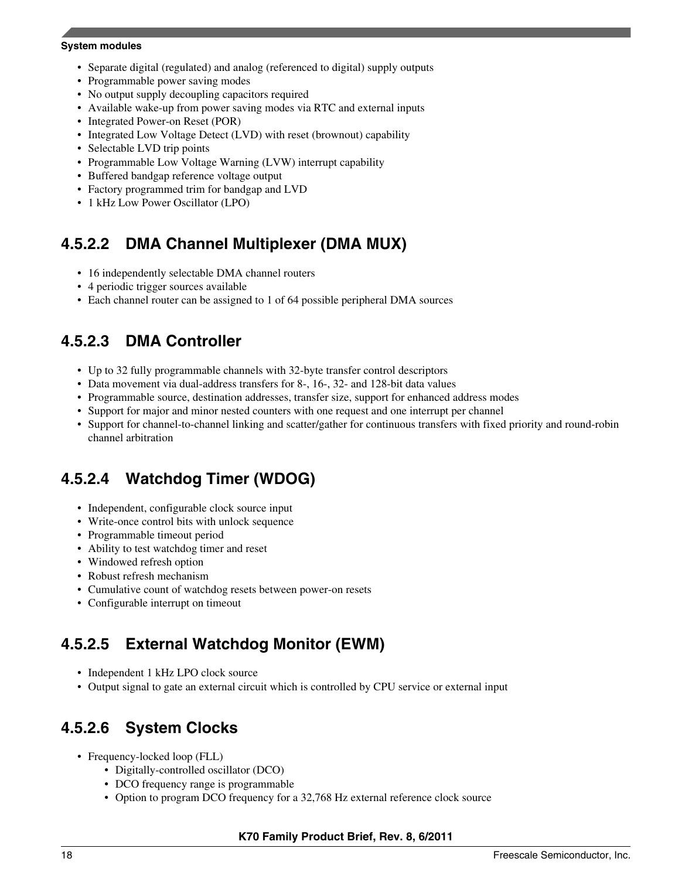- Separate digital (regulated) and analog (referenced to digital) supply outputs
- Programmable power saving modes
- No output supply decoupling capacitors required
- Available wake-up from power saving modes via RTC and external inputs
- Integrated Power-on Reset (POR)
- Integrated Low Voltage Detect (LVD) with reset (brownout) capability
- Selectable LVD trip points
- Programmable Low Voltage Warning (LVW) interrupt capability
- Buffered bandgap reference voltage output
- Factory programmed trim for bandgap and LVD
- 1 kHz Low Power Oscillator (LPO)

#### 4.5.2.2 DMA Channel Multiplexer (DMA MUX)

- 16 independently selectable DMA channel routers
- 4 periodic trigger sources available
- Each channel router can be assigned to 1 of 64 possible peripheral DMA sources

#### 4.5.2.3 DMA Controller

- Up to 32 fully programmable channels with 32-byte transfer control descriptors
- Data movement via dual-address transfers for 8-, 16-, 32- and 128-bit data values
- Programmable source, destination addresses, transfer size, support for enhanced address modes
- Support for major and minor nested counters with one request and one interrupt per channel
- Support for channel-to-channel linking and scatter/gather for continuous transfers with fixed priority and round-robin channel arbitration

#### 4.5.2.4 Watchdog Timer (WDOG)

- Independent, configurable clock source input
- Write-once control bits with unlock sequence
- Programmable timeout period
- Ability to test watchdog timer and reset
- Windowed refresh option
- Robust refresh mechanism
- Cumulative count of watchdog resets between power-on resets
- Configurable interrupt on timeout

#### 4.5.2.5 External Watchdog Monitor (EWM)

- Independent 1 kHz LPO clock source
- Output signal to gate an external circuit which is controlled by CPU service or external input

#### 4.5.2.6 System Clocks

- Frequency-locked loop (FLL)
  - Digitally-controlled oscillator (DCO)
  - DCO frequency range is programmable
  - Option to program DCO frequency for a 32,768 Hz external reference clock source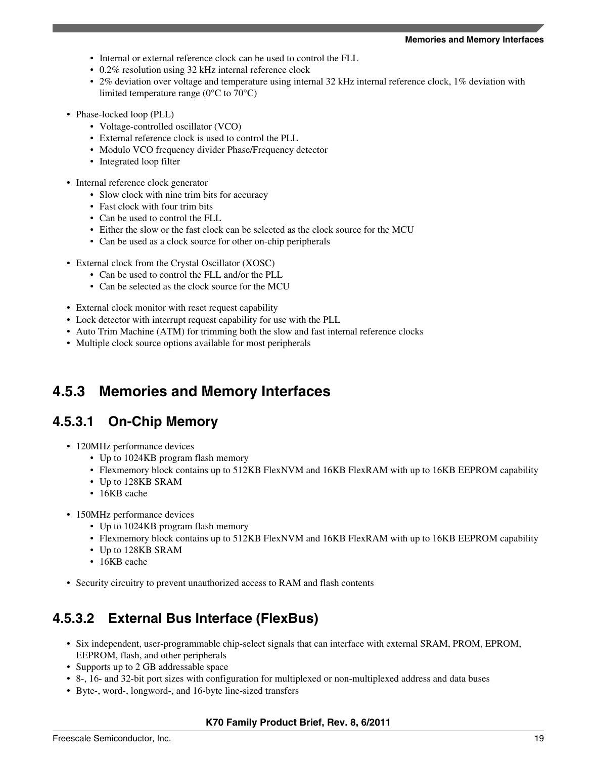- Internal or external reference clock can be used to control the FLL
    - 0.2% resolution using 32 kHz internal reference clock
    - 2% deviation over voltage and temperature using internal 32 kHz internal reference clock, 1% deviation with limited temperature range (0°C to 70°C)

- Phase-locked loop (PLL)
    - Voltage-controlled oscillator (VCO)
    - External reference clock is used to control the PLL
    - Modulo VCO frequency divider Phase/Frequency detector
    - Integrated loop filter

- Internal reference clock generator
    - Slow clock with nine trim bits for accuracy
    - Fast clock with four trim bits
    - Can be used to control the FLL
    - Either the slow or the fast clock can be selected as the clock source for the MCU
    - Can be used as a clock source for other on-chip peripherals

- External clock from the Crystal Oscillator (XOSC)
    - Can be used to control the FLL and/or the PLL
    - Can be selected as the clock source for the MCU

- External clock monitor with reset request capability
- Lock detector with interrupt request capability for use with the PLL
- Auto Trim Machine (ATM) for trimming both the slow and fast internal reference clocks
- Multiple clock source options available for most peripherals

### 4.5.3 Memories and Memory Interfaces

#### 4.5.3.1 On-Chip Memory

- 120MHz performance devices
    - Up to 1024KB program flash memory
    - Flexmemory block contains up to 512KB FlexNVM and 16KB FlexRAM with up to 16KB EEPROM capability
    - Up to 128KB SRAM
    - 16KB cache

- 150MHz performance devices
    - Up to 1024KB program flash memory
    - Flexmemory block contains up to 512KB FlexNVM and 16KB FlexRAM with up to 16KB EEPROM capability
    - Up to 128KB SRAM
    - 16KB cache

- Security circuitry to prevent unauthorized access to RAM and flash contents

#### 4.5.3.2 External Bus Interface (FlexBus)

- Six independent, user-programmable chip-select signals that can interface with external SRAM, PROM, EPROM, EEPROM, flash, and other peripherals
- Supports up to 2 GB addressable space
- 8-, 16- and 32-bit port sizes with configuration for multiplexed or non-multiplexed address and data buses
- Byte-, word-, longword-, and 16-byte line-sized transfers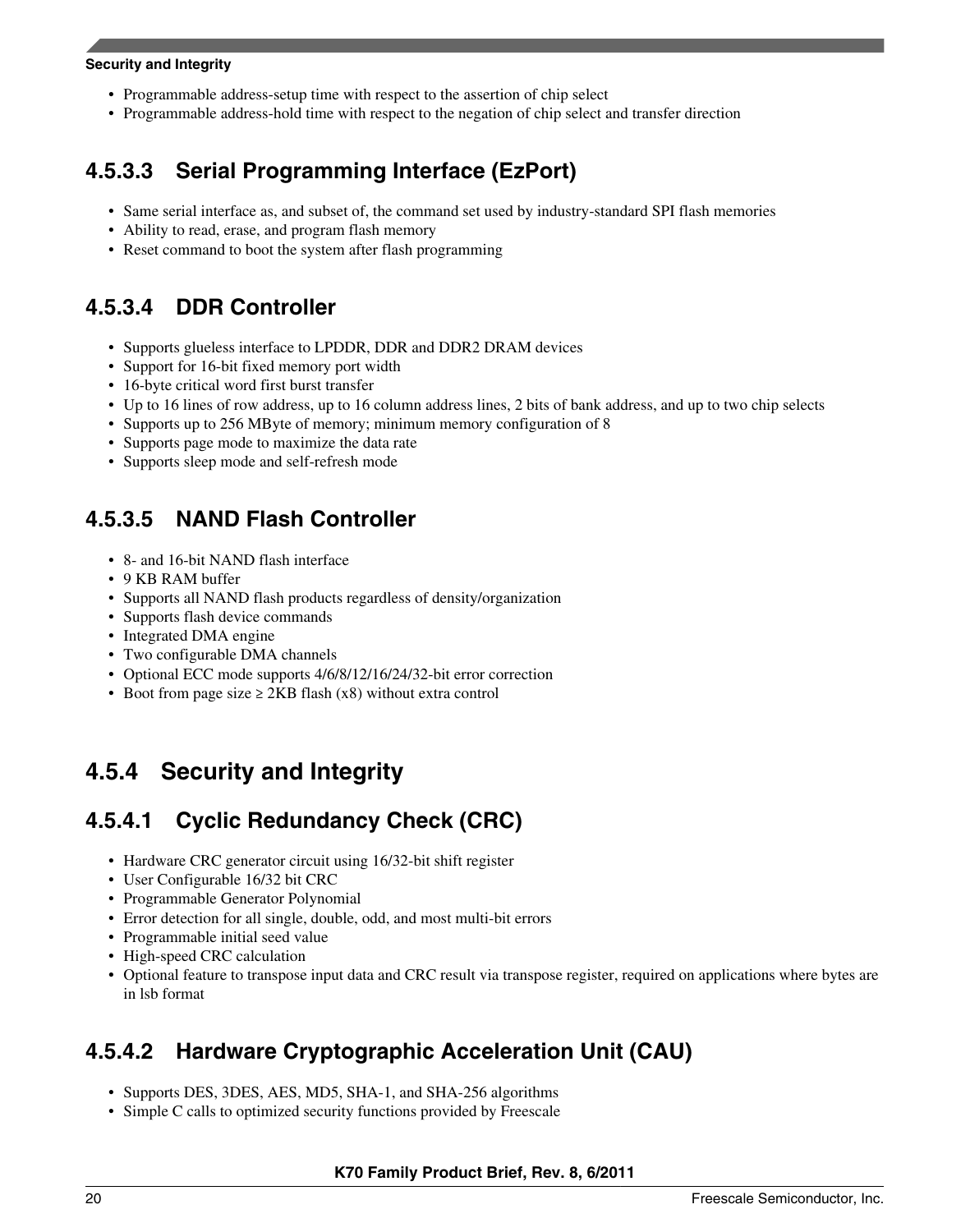- Programmable address-setup time with respect to the assertion of chip select
- Programmable address-hold time with respect to the negation of chip select and transfer direction

#### 4.5.3.3 Serial Programming Interface (EzPort)

- Same serial interface as, and subset of, the command set used by industry-standard SPI flash memories
- Ability to read, erase, and program flash memory
- Reset command to boot the system after flash programming

#### 4.5.3.4 DDR Controller

- Supports glueless interface to LPDDR, DDR and DDR2 DRAM devices
- Support for 16-bit fixed memory port width
- 16-byte critical word first burst transfer
- Up to 16 lines of row address, up to 16 column address lines, 2 bits of bank address, and up to two chip selects
- Supports up to 256 MByte of memory; minimum memory configuration of 8
- Supports page mode to maximize the data rate
- Supports sleep mode and self-refresh mode

#### 4.5.3.5 NAND Flash Controller

- 8- and 16-bit NAND flash interface
- 9 KB RAM buffer
- Supports all NAND flash products regardless of density/organization
- Supports flash device commands
- Integrated DMA engine
- Two configurable DMA channels
- Optional ECC mode supports 4/6/8/12/16/24/32-bit error correction
- Boot from page size ≥ 2KB flash (x8) without extra control

### 4.5.4 Security and Integrity

#### 4.5.4.1 Cyclic Redundancy Check (CRC)

- Hardware CRC generator circuit using 16/32-bit shift register
- User Configurable 16/32 bit CRC
- Programmable Generator Polynomial
- Error detection for all single, double, odd, and most multi-bit errors
- Programmable initial seed value
- High-speed CRC calculation
- Optional feature to transpose input data and CRC result via transpose register, required on applications where bytes are in lsb format

#### 4.5.4.2 Hardware Cryptographic Acceleration Unit (CAU)

- Supports DES, 3DES, AES, MD5, SHA-1, and SHA-256 algorithms
- Simple C calls to optimized security functions provided by Freescale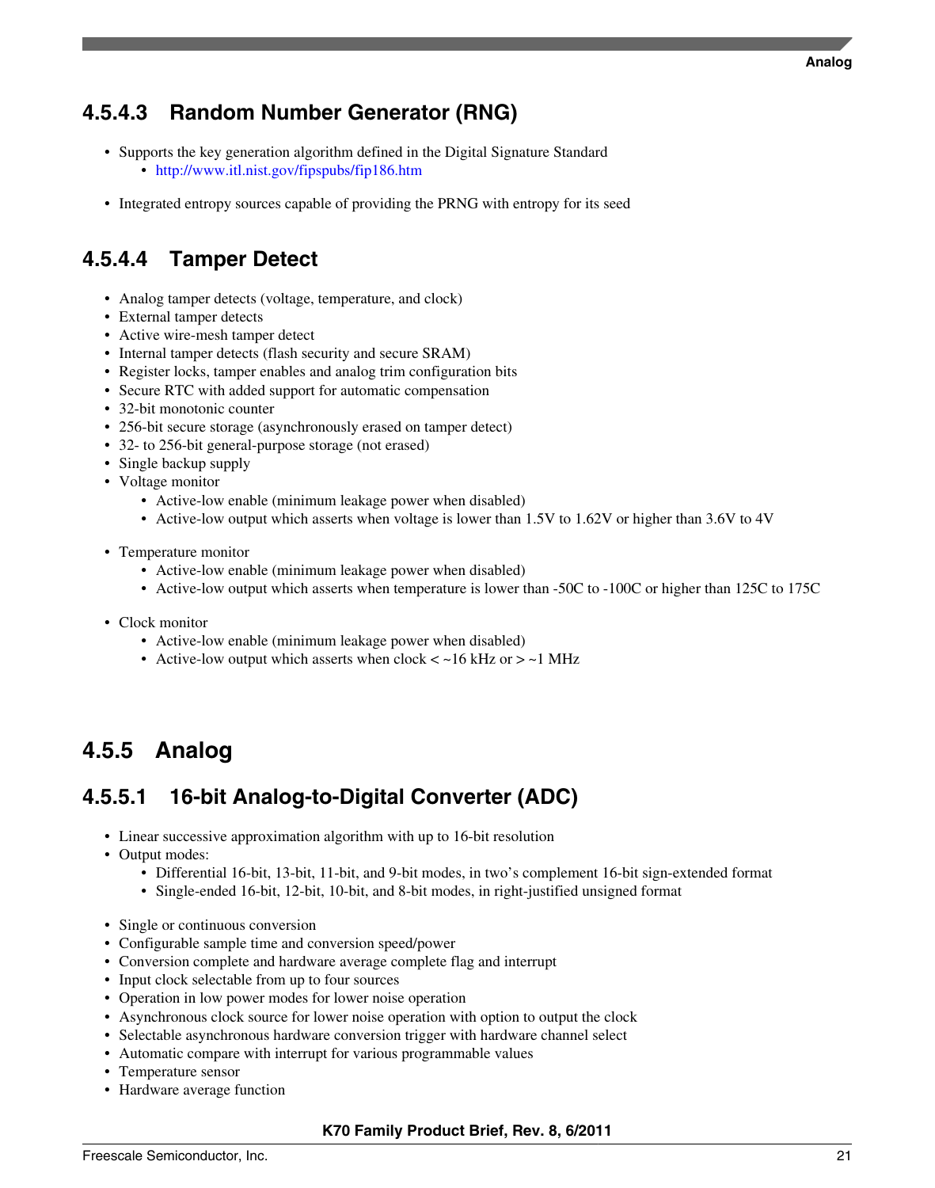### 4.5.4.3 Random Number Generator (RNG)

- Supports the key generation algorithm defined in the Digital Signature Standard
  - http://www.itl.nist.gov/fipspubs/fip186.htm
- Integrated entropy sources capable of providing the PRNG with entropy for its seed

### 4.5.4.4 Tamper Detect

- Analog tamper detects (voltage, temperature, and clock)
- External tamper detects
- Active wire-mesh tamper detect
- Internal tamper detects (flash security and secure SRAM)
- Register locks, tamper enables and analog trim configuration bits
- Secure RTC with added support for automatic compensation
- 32-bit monotonic counter
- 256-bit secure storage (asynchronously erased on tamper detect)
- 32- to 256-bit general-purpose storage (not erased)
- Single backup supply
- Voltage monitor
  - Active-low enable (minimum leakage power when disabled)
  - Active-low output which asserts when voltage is lower than 1.5V to 1.62V or higher than 3.6V to 4V
- Temperature monitor
  - Active-low enable (minimum leakage power when disabled)
  - Active-low output which asserts when temperature is lower than -50C to -100C or higher than 125C to 175C
- Clock monitor
  - Active-low enable (minimum leakage power when disabled)
  - Active-low output which asserts when clock < ~16 kHz or > ~1 MHz

## 4.5.5 Analog

### 4.5.5.1 16-bit Analog-to-Digital Converter (ADC)

- Linear successive approximation algorithm with up to 16-bit resolution
- Output modes:
  - Differential 16-bit, 13-bit, 11-bit, and 9-bit modes, in two's complement 16-bit sign-extended format
  - Single-ended 16-bit, 12-bit, 10-bit, and 8-bit modes, in right-justified unsigned format
- Single or continuous conversion
- Configurable sample time and conversion speed/power
- Conversion complete and hardware average complete flag and interrupt
- Input clock selectable from up to four sources
- Operation in low power modes for lower noise operation
- Asynchronous clock source for lower noise operation with option to output the clock
- Selectable asynchronous hardware conversion trigger with hardware channel select
- Automatic compare with interrupt for various programmable values
- Temperature sensor
- Hardware average function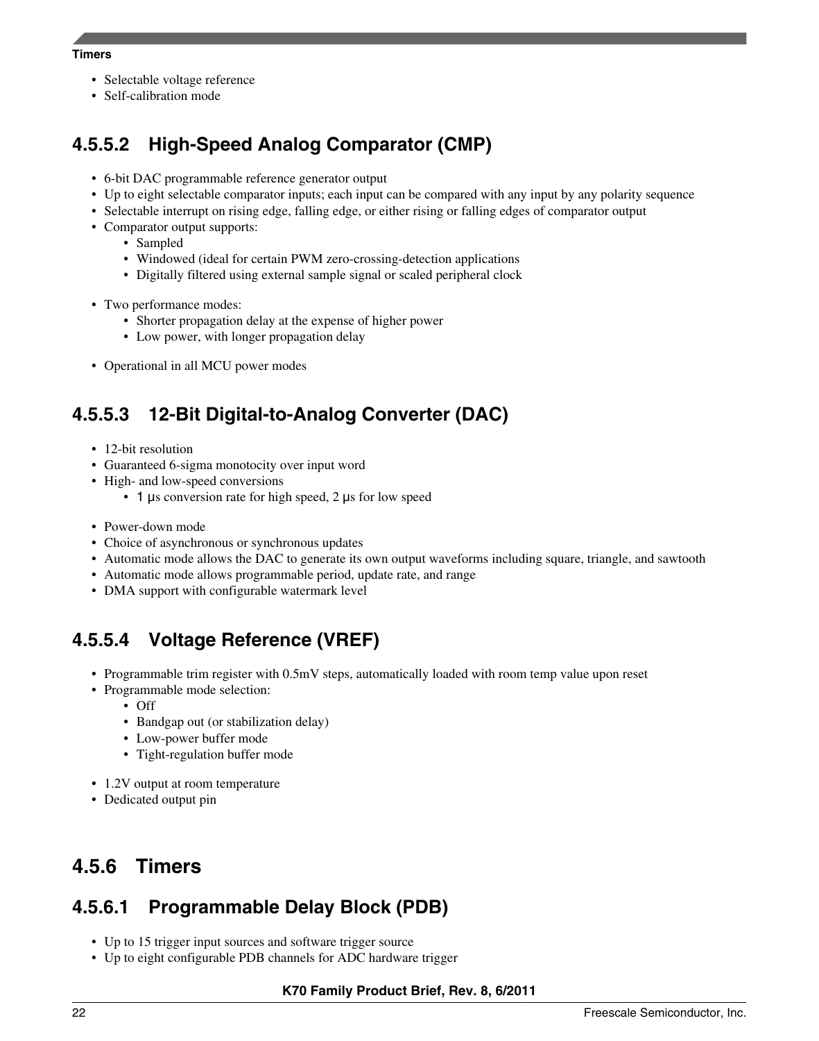- Selectable voltage reference
- Self-calibration mode

#### 4.5.5.2 High-Speed Analog Comparator (CMP)

- 6-bit DAC programmable reference generator output
- Up to eight selectable comparator inputs; each input can be compared with any input by any polarity sequence
- Selectable interrupt on rising edge, falling edge, or either rising or falling edges of comparator output
- Comparator output supports:
  - Sampled
  - Windowed (ideal for certain PWM zero-crossing-detection applications
  - Digitally filtered using external sample signal or scaled peripheral clock
- Two performance modes:
  - Shorter propagation delay at the expense of higher power
  - Low power, with longer propagation delay
- Operational in all MCU power modes

#### 4.5.5.3 12-Bit Digital-to-Analog Converter (DAC)

- 12-bit resolution
- Guaranteed 6-sigma monotocity over input word
- High- and low-speed conversions
  - 1 μs conversion rate for high speed, 2 μs for low speed
- Power-down mode
- Choice of asynchronous or synchronous updates
- Automatic mode allows the DAC to generate its own output waveforms including square, triangle, and sawtooth
- Automatic mode allows programmable period, update rate, and range
- DMA support with configurable watermark level

#### 4.5.5.4 Voltage Reference (VREF)

- Programmable trim register with 0.5mV steps, automatically loaded with room temp value upon reset
- Programmable mode selection:
  - Off
  - Bandgap out (or stabilization delay)
  - Low-power buffer mode
  - Tight-regulation buffer mode
- 1.2V output at room temperature
- Dedicated output pin

### 4.5.6 Timers

#### 4.5.6.1 Programmable Delay Block (PDB)

- Up to 15 trigger input sources and software trigger source
- Up to eight configurable PDB channels for ADC hardware trigger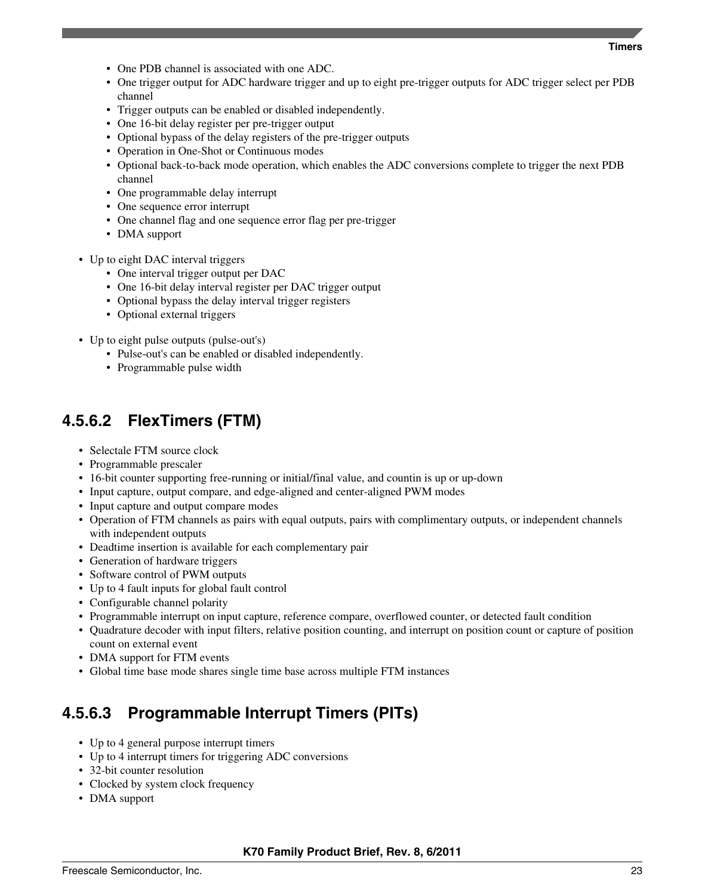- One PDB channel is associated with one ADC.
    - One trigger output for ADC hardware trigger and up to eight pre-trigger outputs for ADC trigger select per PDB channel
    - Trigger outputs can be enabled or disabled independently.
    - One 16-bit delay register per pre-trigger output
    - Optional bypass of the delay registers of the pre-trigger outputs
    - Operation in One-Shot or Continuous modes
    - Optional back-to-back mode operation, which enables the ADC conversions complete to trigger the next PDB channel
    - One programmable delay interrupt
    - One sequence error interrupt
    - One channel flag and one sequence error flag per pre-trigger
    - DMA support

- Up to eight DAC interval triggers
    - One interval trigger output per DAC
    - One 16-bit delay interval register per DAC trigger output
    - Optional bypass the delay interval trigger registers
    - Optional external triggers

- Up to eight pulse outputs (pulse-out's)
    - Pulse-out's can be enabled or disabled independently.
    - Programmable pulse width

### 4.5.6.2 FlexTimers (FTM)

- Selectale FTM source clock
- Programmable prescaler
- 16-bit counter supporting free-running or initial/final value, and countin is up or up-down
- Input capture, output compare, and edge-aligned and center-aligned PWM modes
- Input capture and output compare modes
- Operation of FTM channels as pairs with equal outputs, pairs with complimentary outputs, or independent channels with independent outputs
- Deadtime insertion is available for each complementary pair
- Generation of hardware triggers
- Software control of PWM outputs
- Up to 4 fault inputs for global fault control
- Configurable channel polarity
- Programmable interrupt on input capture, reference compare, overflowed counter, or detected fault condition
- Quadrature decoder with input filters, relative position counting, and interrupt on position count or capture of position count on external event
- DMA support for FTM events
- Global time base mode shares single time base across multiple FTM instances

### 4.5.6.3 Programmable Interrupt Timers (PITs)

- Up to 4 general purpose interrupt timers
- Up to 4 interrupt timers for triggering ADC conversions
- 32-bit counter resolution
- Clocked by system clock frequency
- DMA support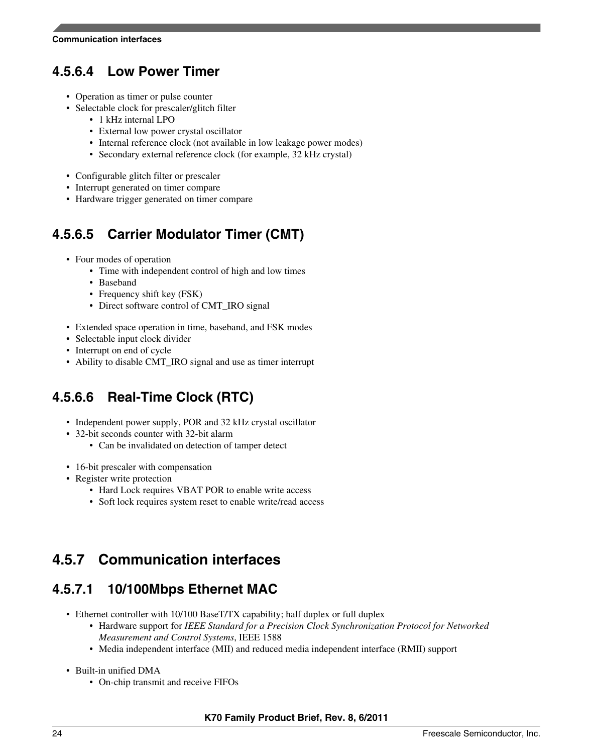#### 4.5.6.4 Low Power Timer

- Operation as timer or pulse counter
- Selectable clock for prescaler/glitch filter
  - 1 kHz internal LPO
  - External low power crystal oscillator
  - Internal reference clock (not available in low leakage power modes)
  - Secondary external reference clock (for example, 32 kHz crystal)
- Configurable glitch filter or prescaler
- Interrupt generated on timer compare
- Hardware trigger generated on timer compare

#### 4.5.6.5 Carrier Modulator Timer (CMT)

- Four modes of operation
  - Time with independent control of high and low times
  - Baseband
  - Frequency shift key (FSK)
  - Direct software control of CMT_IRO signal
- Extended space operation in time, baseband, and FSK modes
- Selectable input clock divider
- Interrupt on end of cycle
- Ability to disable CMT_IRO signal and use as timer interrupt

#### 4.5.6.6 Real-Time Clock (RTC)

- Independent power supply, POR and 32 kHz crystal oscillator
- 32-bit seconds counter with 32-bit alarm
  - Can be invalidated on detection of tamper detect
- 16-bit prescaler with compensation
- Register write protection
  - Hard Lock requires VBAT POR to enable write access
  - Soft lock requires system reset to enable write/read access

### 4.5.7 Communication interfaces

#### 4.5.7.1 10/100Mbps Ethernet MAC

- Ethernet controller with 10/100 BaseT/TX capability; half duplex or full duplex
  - Hardware support for *IEEE Standard for a Precision Clock Synchronization Protocol for Networked Measurement and Control Systems*, IEEE 1588
  - Media independent interface (MII) and reduced media independent interface (RMII) support
- Built-in unified DMA
  - On-chip transmit and receive FIFOs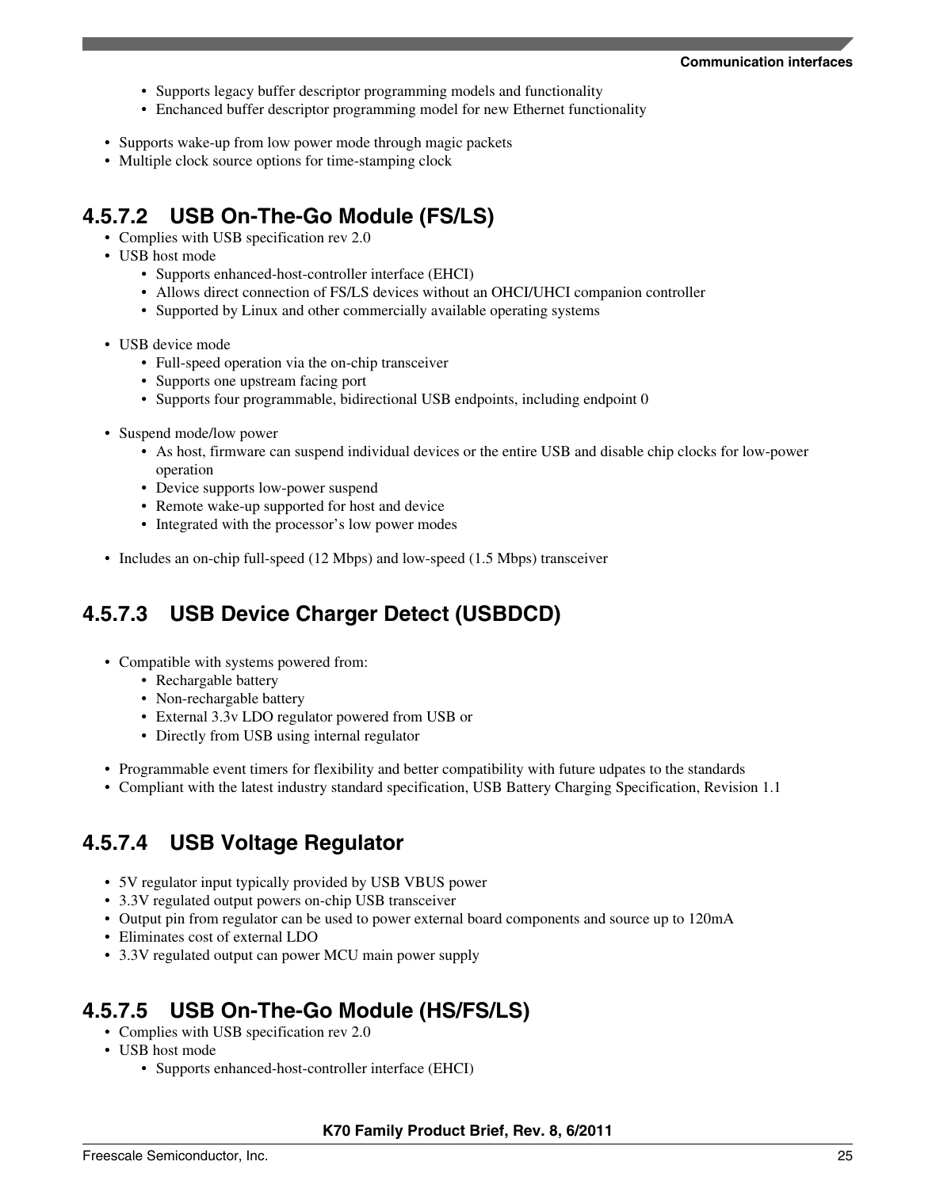- Supports legacy buffer descriptor programming models and functionality
  - Enchanced buffer descriptor programming model for new Ethernet functionality
- Supports wake-up from low power mode through magic packets
- Multiple clock source options for time-stamping clock

#### 4.5.7.2 USB On-The-Go Module (FS/LS)

- Complies with USB specification rev 2.0
- USB host mode
  - Supports enhanced-host-controller interface (EHCI)
  - Allows direct connection of FS/LS devices without an OHCI/UHCI companion controller
  - Supported by Linux and other commercially available operating systems
- USB device mode
  - Full-speed operation via the on-chip transceiver
  - Supports one upstream facing port
  - Supports four programmable, bidirectional USB endpoints, including endpoint 0
- Suspend mode/low power
  - As host, firmware can suspend individual devices or the entire USB and disable chip clocks for low-power operation
  - Device supports low-power suspend
  - Remote wake-up supported for host and device
  - Integrated with the processor's low power modes
- Includes an on-chip full-speed (12 Mbps) and low-speed (1.5 Mbps) transceiver

#### 4.5.7.3 USB Device Charger Detect (USBDCD)

- Compatible with systems powered from:
  - Rechargable battery
  - Non-rechargable battery
  - External 3.3v LDO regulator powered from USB or
  - Directly from USB using internal regulator
- Programmable event timers for flexibility and better compatibility with future udpates to the standards
- Compliant with the latest industry standard specification, USB Battery Charging Specification, Revision 1.1

#### 4.5.7.4 USB Voltage Regulator

- 5V regulator input typically provided by USB VBUS power
- 3.3V regulated output powers on-chip USB transceiver
- Output pin from regulator can be used to power external board components and source up to 120mA
- Eliminates cost of external LDO
- 3.3V regulated output can power MCU main power supply

#### 4.5.7.5 USB On-The-Go Module (HS/FS/LS)

- Complies with USB specification rev 2.0
- USB host mode
  - Supports enhanced-host-controller interface (EHCI)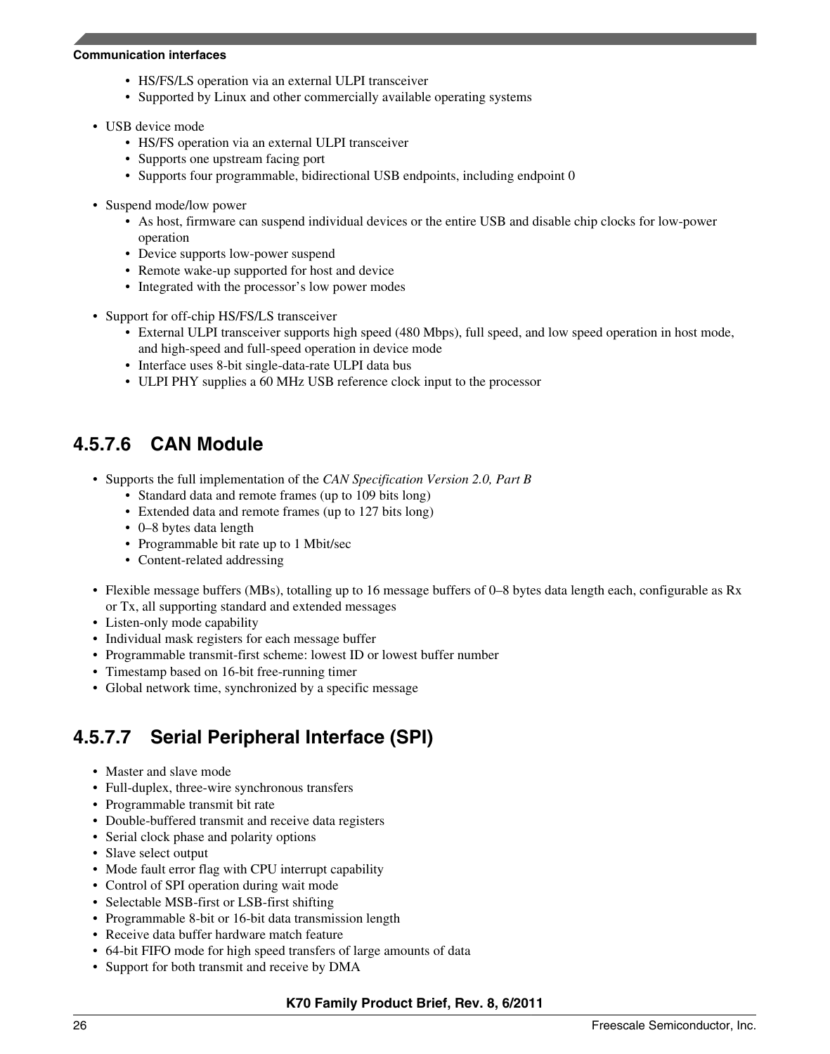- HS/FS/LS operation via an external ULPI transceiver
    - Supported by Linux and other commercially available operating systems

- USB device mode
    - HS/FS operation via an external ULPI transceiver
    - Supports one upstream facing port
    - Supports four programmable, bidirectional USB endpoints, including endpoint 0

- Suspend mode/low power
    - As host, firmware can suspend individual devices or the entire USB and disable chip clocks for low-power operation
    - Device supports low-power suspend
    - Remote wake-up supported for host and device
    - Integrated with the processor's low power modes

- Support for off-chip HS/FS/LS transceiver
    - External ULPI transceiver supports high speed (480 Mbps), full speed, and low speed operation in host mode, and high-speed and full-speed operation in device mode
    - Interface uses 8-bit single-data-rate ULPI data bus
    - ULPI PHY supplies a 60 MHz USB reference clock input to the processor

#### 4.5.7.6 CAN Module

- Supports the full implementation of the *CAN Specification Version 2.0, Part B*
    - Standard data and remote frames (up to 109 bits long)
    - Extended data and remote frames (up to 127 bits long)
    - 0–8 bytes data length
    - Programmable bit rate up to 1 Mbit/sec
    - Content-related addressing

- Flexible message buffers (MBs), totalling up to 16 message buffers of 0–8 bytes data length each, configurable as Rx or Tx, all supporting standard and extended messages
- Listen-only mode capability
- Individual mask registers for each message buffer
- Programmable transmit-first scheme: lowest ID or lowest buffer number
- Timestamp based on 16-bit free-running timer
- Global network time, synchronized by a specific message

#### 4.5.7.7 Serial Peripheral Interface (SPI)

- Master and slave mode
- Full-duplex, three-wire synchronous transfers
- Programmable transmit bit rate
- Double-buffered transmit and receive data registers
- Serial clock phase and polarity options
- Slave select output
- Mode fault error flag with CPU interrupt capability
- Control of SPI operation during wait mode
- Selectable MSB-first or LSB-first shifting
- Programmable 8-bit or 16-bit data transmission length
- Receive data buffer hardware match feature
- 64-bit FIFO mode for high speed transfers of large amounts of data
- Support for both transmit and receive by DMA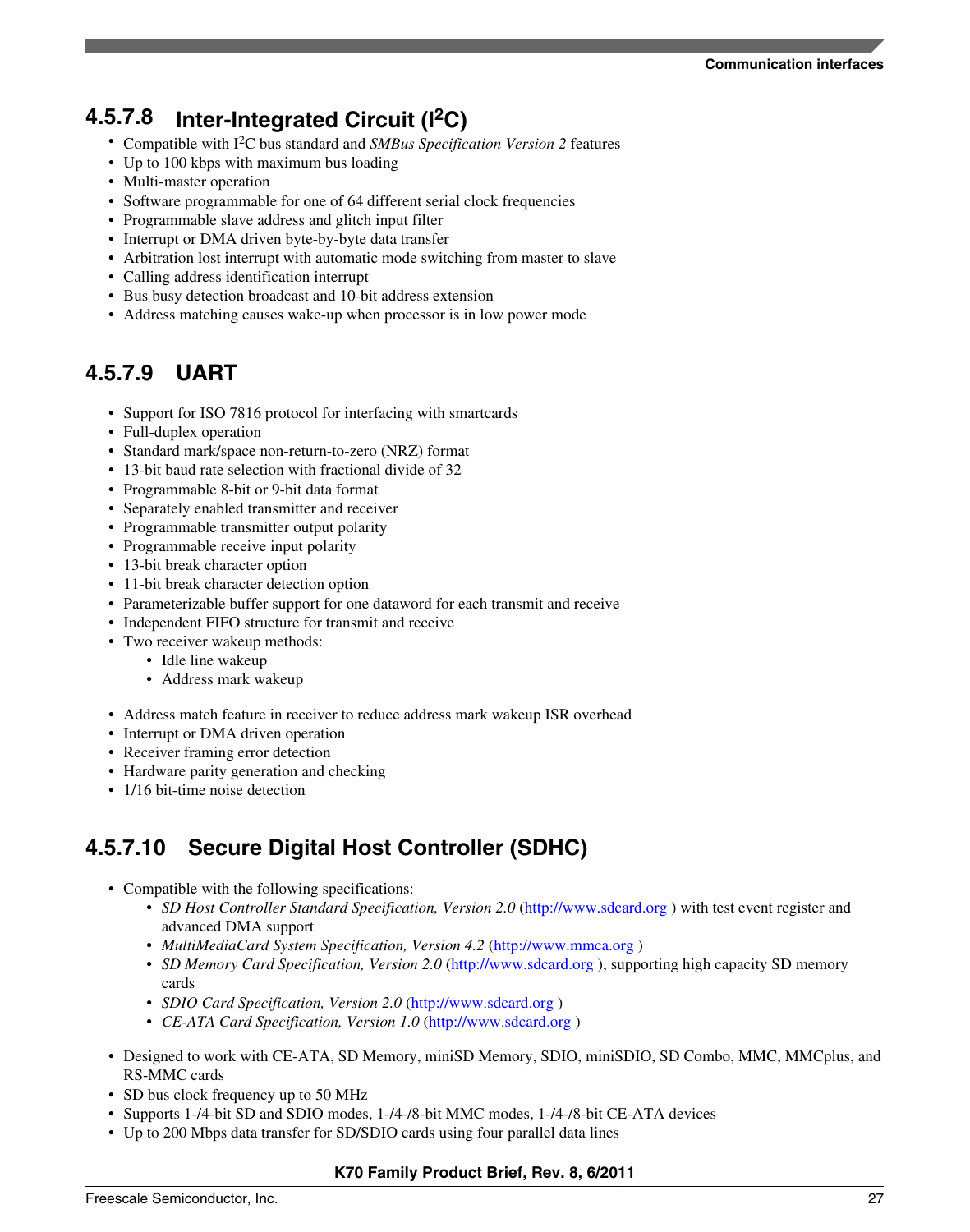#### 4.5.7.8 Inter-Integrated Circuit ($I^2C$)

- Compatible with $I^2C$ bus standard and *SMBus Specification Version 2* features
- Up to 100 kbps with maximum bus loading
- Multi-master operation
- Software programmable for one of 64 different serial clock frequencies
- Programmable slave address and glitch input filter
- Interrupt or DMA driven byte-by-byte data transfer
- Arbitration lost interrupt with automatic mode switching from master to slave
- Calling address identification interrupt
- Bus busy detection broadcast and 10-bit address extension
- Address matching causes wake-up when processor is in low power mode

#### 4.5.7.9 UART

- Support for ISO 7816 protocol for interfacing with smartcards
- Full-duplex operation
- Standard mark/space non-return-to-zero (NRZ) format
- 13-bit baud rate selection with fractional divide of 32
- Programmable 8-bit or 9-bit data format
- Separately enabled transmitter and receiver
- Programmable transmitter output polarity
- Programmable receive input polarity
- 13-bit break character option
- 11-bit break character detection option
- Parameterizable buffer support for one dataword for each transmit and receive
- Independent FIFO structure for transmit and receive
- Two receiver wakeup methods:
  - Idle line wakeup
  - Address mark wakeup
- Address match feature in receiver to reduce address mark wakeup ISR overhead
- Interrupt or DMA driven operation
- Receiver framing error detection
- Hardware parity generation and checking
- 1/16 bit-time noise detection

#### 4.5.7.10 Secure Digital Host Controller (SDHC)

- Compatible with the following specifications:
  - *SD Host Controller Standard Specification, Version 2.0* (http://www.sdcard.org ) with test event register and advanced DMA support
  - *MultiMediaCard System Specification, Version 4.2* (http://www.mmca.org )
  - *SD Memory Card Specification, Version 2.0* (http://www.sdcard.org ), supporting high capacity SD memory cards
  - *SDIO Card Specification, Version 2.0* (http://www.sdcard.org )
  - *CE-ATA Card Specification, Version 1.0* (http://www.sdcard.org )
- Designed to work with CE-ATA, SD Memory, miniSD Memory, SDIO, miniSDIO, SD Combo, MMC, MMCplus, and RS-MMC cards
- SD bus clock frequency up to 50 MHz
- Supports 1-/4-bit SD and SDIO modes, 1-/4-/8-bit MMC modes, 1-/4-/8-bit CE-ATA devices
- Up to 200 Mbps data transfer for SD/SDIO cards using four parallel data lines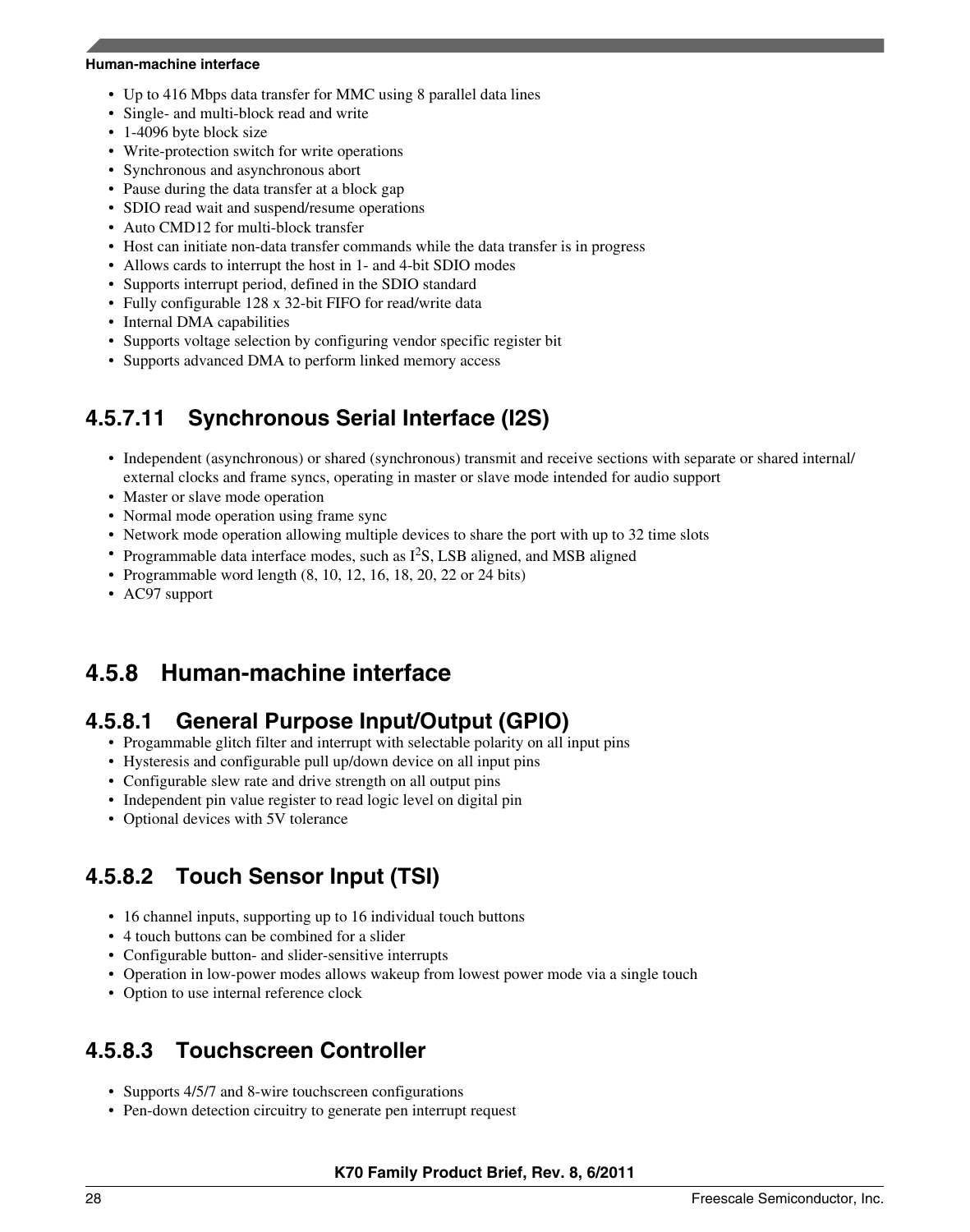- Up to 416 Mbps data transfer for MMC using 8 parallel data lines
- Single- and multi-block read and write
- 1-4096 byte block size
- Write-protection switch for write operations
- Synchronous and asynchronous abort
- Pause during the data transfer at a block gap
- SDIO read wait and suspend/resume operations
- Auto CMD12 for multi-block transfer
- Host can initiate non-data transfer commands while the data transfer is in progress
- Allows cards to interrupt the host in 1- and 4-bit SDIO modes
- Supports interrupt period, defined in the SDIO standard
- Fully configurable 128 x 32-bit FIFO for read/write data
- Internal DMA capabilities
- Supports voltage selection by configuring vendor specific register bit
- Supports advanced DMA to perform linked memory access

#### 4.5.7.11 Synchronous Serial Interface (I2S)

- Independent (asynchronous) or shared (synchronous) transmit and receive sections with separate or shared internal/external clocks and frame syncs, operating in master or slave mode intended for audio support
- Master or slave mode operation
- Normal mode operation using frame sync
- Network mode operation allowing multiple devices to share the port with up to 32 time slots
- Programmable data interface modes, such as $I^2S$, LSB aligned, and MSB aligned
- Programmable word length (8, 10, 12, 16, 18, 20, 22 or 24 bits)
- AC97 support

### 4.5.8 Human-machine interface

#### 4.5.8.1 General Purpose Input/Output (GPIO)

- Progammable glitch filter and interrupt with selectable polarity on all input pins
- Hysteresis and configurable pull up/down device on all input pins
- Configurable slew rate and drive strength on all output pins
- Independent pin value register to read logic level on digital pin
- Optional devices with 5V tolerance

#### 4.5.8.2 Touch Sensor Input (TSI)

- 16 channel inputs, supporting up to 16 individual touch buttons
- 4 touch buttons can be combined for a slider
- Configurable button- and slider-sensitive interrupts
- Operation in low-power modes allows wakeup from lowest power mode via a single touch
- Option to use internal reference clock

#### 4.5.8.3 Touchscreen Controller

- Supports 4/5/7 and 8-wire touchscreen configurations
- Pen-down detection circuitry to generate pen interrupt request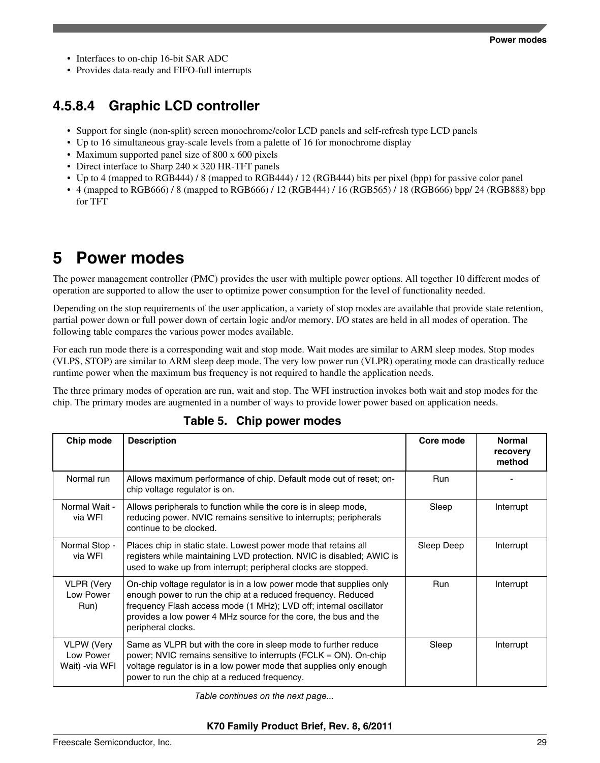- Interfaces to on-chip 16-bit SAR ADC
- Provides data-ready and FIFO-full interrupts

#### 4.5.8.4 Graphic LCD controller

- Support for single (non-split) screen monochrome/color LCD panels and self-refresh type LCD panels
- Up to 16 simultaneous gray-scale levels from a palette of 16 for monochrome display
- Maximum supported panel size of 800 x 600 pixels
- Direct interface to Sharp 240 × 320 HR-TFT panels
- Up to 4 (mapped to RGB444) / 8 (mapped to RGB444) / 12 (RGB444) bits per pixel (bpp) for passive color panel
- 4 (mapped to RGB666) / 8 (mapped to RGB666) / 12 (RGB444) / 16 (RGB565) / 18 (RGB666) bpp/ 24 (RGB888) bpp for TFT

# 5 Power modes

The power management controller (PMC) provides the user with multiple power options. All together 10 different modes of operation are supported to allow the user to optimize power consumption for the level of functionality needed.

Depending on the stop requirements of the user application, a variety of stop modes are available that provide state retention, partial power down or full power down of certain logic and/or memory. I/O states are held in all modes of operation. The following table compares the various power modes available.

For each run mode there is a corresponding wait and stop mode. Wait modes are similar to ARM sleep modes. Stop modes (VLPS, STOP) are similar to ARM sleep deep mode. The very low power run (VLPR) operating mode can drastically reduce runtime power when the maximum bus frequency is not required to handle the application needs.

The three primary modes of operation are run, wait and stop. The WFI instruction invokes both wait and stop modes for the chip. The primary modes are augmented in a number of ways to provide lower power based on application needs.

**Table 5. Chip power modes**

| Chip mode | Description | Core mode | Normal recovery method |
|---|---|---|---|
| Normal run | Allows maximum performance of chip. Default mode out of reset; on-chip voltage regulator is on. | Run | - |
| Normal Wait - via WFI | Allows peripherals to function while the core is in sleep mode, reducing power. NVIC remains sensitive to interrupts; peripherals continue to be clocked. | Sleep | Interrupt |
| Normal Stop - via WFI | Places chip in static state. Lowest power mode that retains all registers while maintaining LVD protection. NVIC is disabled; AWIC is used to wake up from interrupt; peripheral clocks are stopped. | Sleep Deep | Interrupt |
| VLPR (Very Low Power Run) | On-chip voltage regulator is in a low power mode that supplies only enough power to run the chip at a reduced frequency. Reduced frequency Flash access mode (1 MHz); LVD off; internal oscillator provides a low power 4 MHz source for the core, the bus and the peripheral clocks. | Run | Interrupt |
| VLPW (Very Low Power Wait) -via WFI | Same as VLPR but with the core in sleep mode to further reduce power; NVIC remains sensitive to interrupts (FCLK = ON). On-chip voltage regulator is in a low power mode that supplies only enough power to run the chip at a reduced frequency. | Sleep | Interrupt |

*Table continues on the next page...*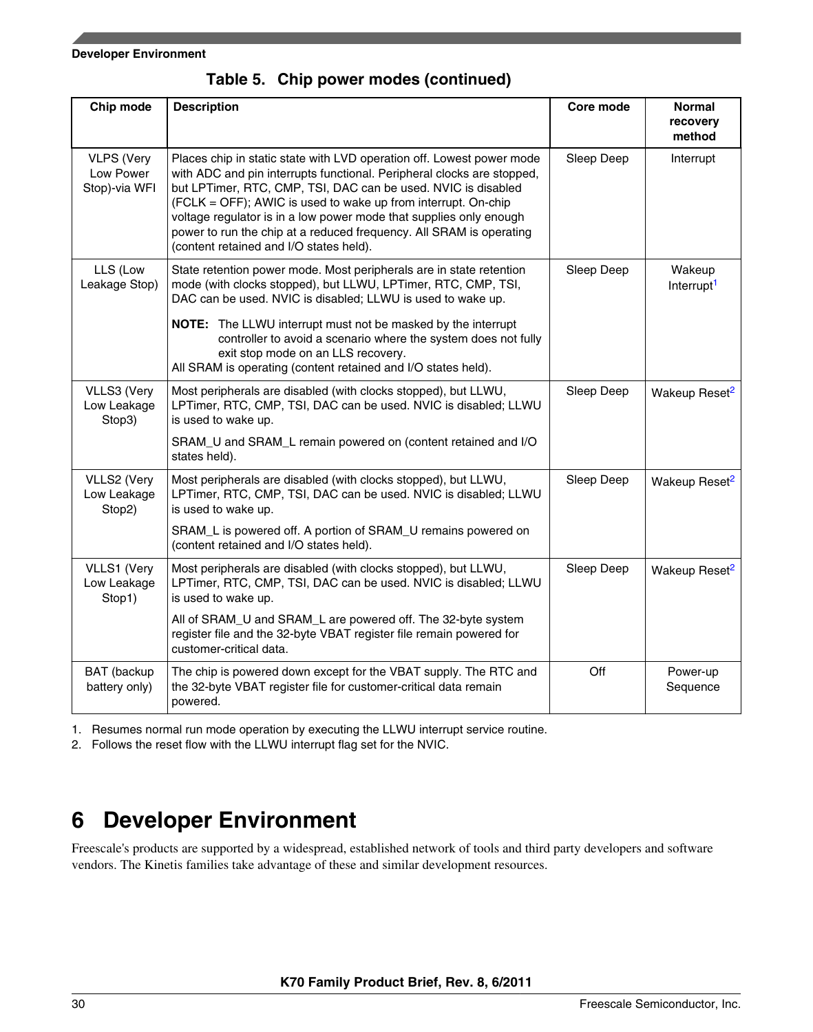**Table 5. Chip power modes (continued)**

| Chip mode | Description | Core mode | Normal recovery method |
|---|---|---|---|
| VLPS (Very Low Power Stop)-via WFI | Places chip in static state with LVD operation off. Lowest power mode with ADC and pin interrupts functional. Peripheral clocks are stopped, but LPTimer, RTC, CMP, TSI, DAC can be used. NVIC is disabled (FCLK = OFF); AWIC is used to wake up from interrupt. On-chip voltage regulator is in a low power mode that supplies only enough power to run the chip at a reduced frequency. All SRAM is operating (content retained and I/O states held). | Sleep Deep | Interrupt |
| LLS (Low Leakage Stop) | State retention power mode. Most peripherals are in state retention mode (with clocks stopped), but LLWU, LPTimer, RTC, CMP, TSI, DAC can be used. NVIC is disabled; LLWU is used to wake up.<br><br>**NOTE:** The LLWU interrupt must not be masked by the interrupt controller to avoid a scenario where the system does not fully exit stop mode on an LLS recovery.<br>All SRAM is operating (content retained and I/O states held). | Sleep Deep | Wakeup Interrupt[1] |
| VLLS3 (Very Low Leakage Stop3) | Most peripherals are disabled (with clocks stopped), but LLWU, LPTimer, RTC, CMP, TSI, DAC can be used. NVIC is disabled; LLWU is used to wake up.<br><br>SRAM_U and SRAM_L remain powered on (content retained and I/O states held). | Sleep Deep | Wakeup Reset[2] |
| VLLS2 (Very Low Leakage Stop2) | Most peripherals are disabled (with clocks stopped), but LLWU, LPTimer, RTC, CMP, TSI, DAC can be used. NVIC is disabled; LLWU is used to wake up.<br><br>SRAM_L is powered off. A portion of SRAM_U remains powered on (content retained and I/O states held). | Sleep Deep | Wakeup Reset[2] |
| VLLS1 (Very Low Leakage Stop1) | Most peripherals are disabled (with clocks stopped), but LLWU, LPTimer, RTC, CMP, TSI, DAC can be used. NVIC is disabled; LLWU is used to wake up.<br><br>All of SRAM_U and SRAM_L are powered off. The 32-byte system register file and the 32-byte VBAT register file remain powered for customer-critical data. | Sleep Deep | Wakeup Reset[2] |
| BAT (backup battery only) | The chip is powered down except for the VBAT supply. The RTC and the 32-byte VBAT register file for customer-critical data remain powered. | Off | Power-up Sequence |

1. Resumes normal run mode operation by executing the LLWU interrupt service routine.
2. Follows the reset flow with the LLWU interrupt flag set for the NVIC.

# 6 Developer Environment

Freescale's products are supported by a widespread, established network of tools and third party developers and software vendors. The Kinetis families take advantage of these and similar development resources.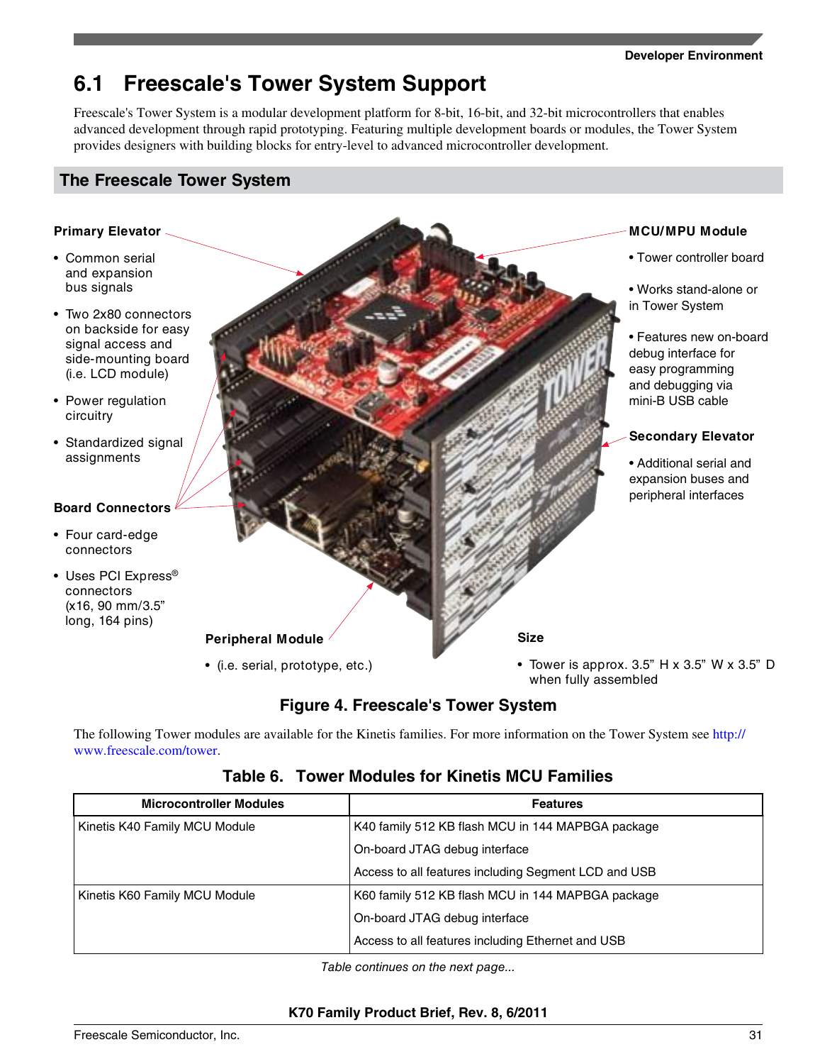## 6.1 Freescale's Tower System Support

Freescale's Tower System is a modular development platform for 8-bit, 16-bit, and 32-bit microcontrollers that enables advanced development through rapid prototyping. Featuring multiple development boards or modules, the Tower System provides designers with building blocks for entry-level to advanced microcontroller development.

**The Freescale Tower System**

**Primary Elevator**

- Common serial and expansion bus signals
- Two 2x80 connectors on backside for easy signal access and side-mounting board (i.e. LCD module)
- Power regulation circuitry
- Standardized signal assignments

**Board Connectors**

- Four card-edge connectors
- Uses PCI Express® connectors (x16, 90 mm/3.5" long, 164 pins)

**MCU/MPU Module**

- Tower controller board
- Works stand-alone or in Tower System
- Features new on-board debug interface for easy programming and debugging via mini-B USB cable

**Secondary Elevator**

- Additional serial and expansion buses and peripheral interfaces

**Peripheral Module**

- (i.e. serial, prototype, etc.)

**Size**

- Tower is approx. 3.5" H x 3.5" W x 3.5" D when fully assembled

**Figure 4. Freescale's Tower System**

The following Tower modules are available for the Kinetis families. For more information on the Tower System see http://www.freescale.com/tower.

**Table 6. Tower Modules for Kinetis MCU Families**

| Microcontroller Modules | Features |
|---|---|
| Kinetis K40 Family MCU Module | K40 family 512 KB flash MCU in 144 MAPBGA package<br>On-board JTAG debug interface<br>Access to all features including Segment LCD and USB |
| Kinetis K60 Family MCU Module | K60 family 512 KB flash MCU in 144 MAPBGA package<br>On-board JTAG debug interface<br>Access to all features including Ethernet and USB |

*Table continues on the next page...*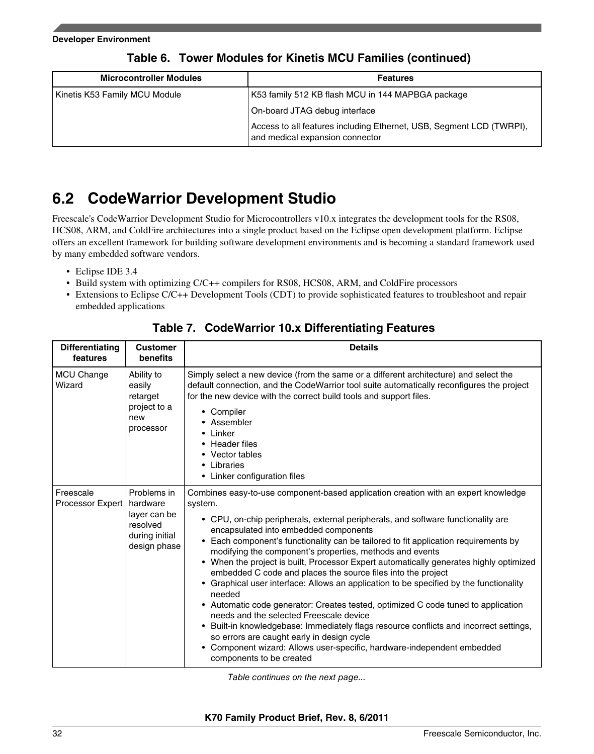**Table 6. Tower Modules for Kinetis MCU Families (continued)**

| Microcontroller Modules | Features |
| --- | --- |
| Kinetis K53 Family MCU Module | K53 family 512 KB flash MCU in 144 MAPBGA package<br>On-board JTAG debug interface<br>Access to all features including Ethernet, USB, Segment LCD (TWRPI), and medical expansion connector |

## 6.2 CodeWarrior Development Studio

Freescale's CodeWarrior Development Studio for Microcontrollers v10.x integrates the development tools for the RS08, HCS08, ARM, and ColdFire architectures into a single product based on the Eclipse open development platform. Eclipse offers an excellent framework for building software development environments and is becoming a standard framework used by many embedded software vendors.

- Eclipse IDE 3.4
- Build system with optimizing C/C++ compilers for RS08, HCS08, ARM, and ColdFire processors
- Extensions to Eclipse C/C++ Development Tools (CDT) to provide sophisticated features to troubleshoot and repair embedded applications

**Table 7. CodeWarrior 10.x Differentiating Features**

| Differentiating features | Customer benefits | Details |
| --- | --- | --- |
| MCU Change Wizard | Ability to easily retarget project to a new processor | Simply select a new device (from the same or a different architecture) and select the default connection, and the CodeWarrior tool suite automatically reconfigures the project for the new device with the correct build tools and support files.<br>• Compiler<br>• Assembler<br>• Linker<br>• Header files<br>• Vector tables<br>• Libraries<br>• Linker configuration files |
| Freescale Processor Expert | Problems in hardware layer can be resolved during initial design phase | Combines easy-to-use component-based application creation with an expert knowledge system.<br>• CPU, on-chip peripherals, external peripherals, and software functionality are encapsulated into embedded components<br>• Each component's functionality can be tailored to fit application requirements by modifying the component's properties, methods and events<br>• When the project is built, Processor Expert automatically generates highly optimized embedded C code and places the source files into the project<br>• Graphical user interface: Allows an application to be specified by the functionality needed<br>• Automatic code generator: Creates tested, optimized C code tuned to application needs and the selected Freescale device<br>• Built-in knowledgebase: Immediately flags resource conflicts and incorrect settings, so errors are caught early in design cycle<br>• Component wizard: Allows user-specific, hardware-independent embedded components to be created |

*Table continues on the next page...*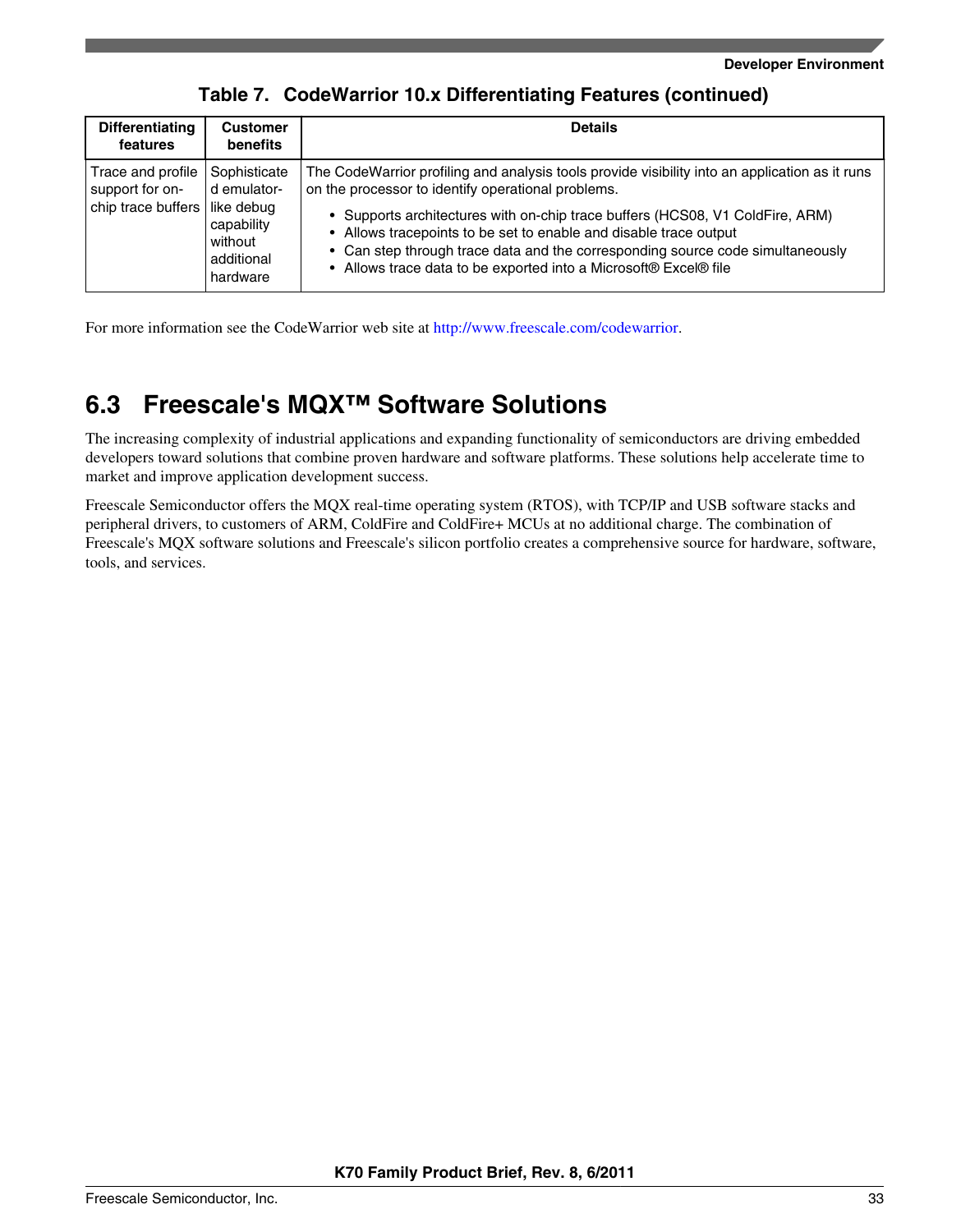**Table 7. CodeWarrior 10.x Differentiating Features (continued)**

| Differentiating features | Customer benefits | Details |
|---|---|---|
| Trace and profile support for on-chip trace buffers | Sophisticated emulator-like debug capability without additional hardware | The CodeWarrior profiling and analysis tools provide visibility into an application as it runs on the processor to identify operational problems.<br>• Supports architectures with on-chip trace buffers (HCS08, V1 ColdFire, ARM)<br>• Allows tracepoints to be set to enable and disable trace output<br>• Can step through trace data and the corresponding source code simultaneously<br>• Allows trace data to be exported into a Microsoft® Excel® file |

For more information see the CodeWarrior web site at http://www.freescale.com/codewarrior.

## 6.3 Freescale's MQX™ Software Solutions

The increasing complexity of industrial applications and expanding functionality of semiconductors are driving embedded developers toward solutions that combine proven hardware and software platforms. These solutions help accelerate time to market and improve application development success.

Freescale Semiconductor offers the MQX real-time operating system (RTOS), with TCP/IP and USB software stacks and peripheral drivers, to customers of ARM, ColdFire and ColdFire+ MCUs at no additional charge. The combination of Freescale's MQX software solutions and Freescale's silicon portfolio creates a comprehensive source for hardware, software, tools, and services.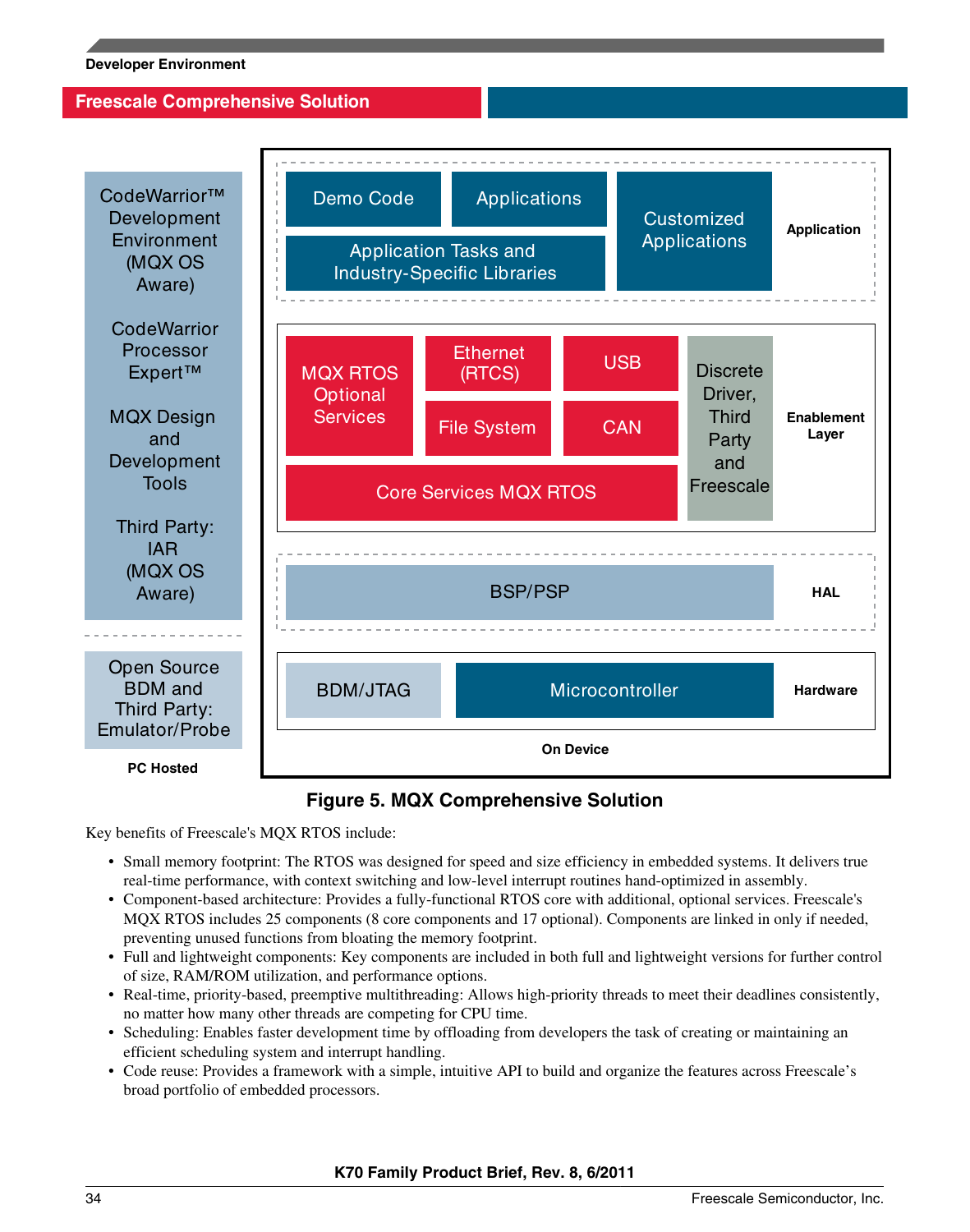## Freescale Comprehensive Solution

| Layer | Components |
| --- | --- |
| Application | Demo Code; Applications; Application Tasks and Industry-Specific Libraries; Customized Applications |
| Enablement Layer | MQX RTOS Optional Services; Ethernet (RTCS); USB; File System; CAN; Core Services MQX RTOS; Discrete Driver, Third Party and Freescale |
| HAL | BSP/PSP |
| Hardware | BDM/JTAG; Microcontroller |

On Device

PC Hosted: CodeWarrior™ Development Environment (MQX OS Aware); CodeWarrior Processor Expert™; MQX Design and Development Tools; Third Party: IAR (MQX OS Aware); Open Source BDM and Third Party: Emulator/Probe

**Figure 5. MQX Comprehensive Solution**

Key benefits of Freescale's MQX RTOS include:

- Small memory footprint: The RTOS was designed for speed and size efficiency in embedded systems. It delivers true real-time performance, with context switching and low-level interrupt routines hand-optimized in assembly.
- Component-based architecture: Provides a fully-functional RTOS core with additional, optional services. Freescale's MQX RTOS includes 25 components (8 core components and 17 optional). Components are linked in only if needed, preventing unused functions from bloating the memory footprint.
- Full and lightweight components: Key components are included in both full and lightweight versions for further control of size, RAM/ROM utilization, and performance options.
- Real-time, priority-based, preemptive multithreading: Allows high-priority threads to meet their deadlines consistently, no matter how many other threads are competing for CPU time.
- Scheduling: Enables faster development time by offloading from developers the task of creating or maintaining an efficient scheduling system and interrupt handling.
- Code reuse: Provides a framework with a simple, intuitive API to build and organize the features across Freescale's broad portfolio of embedded processors.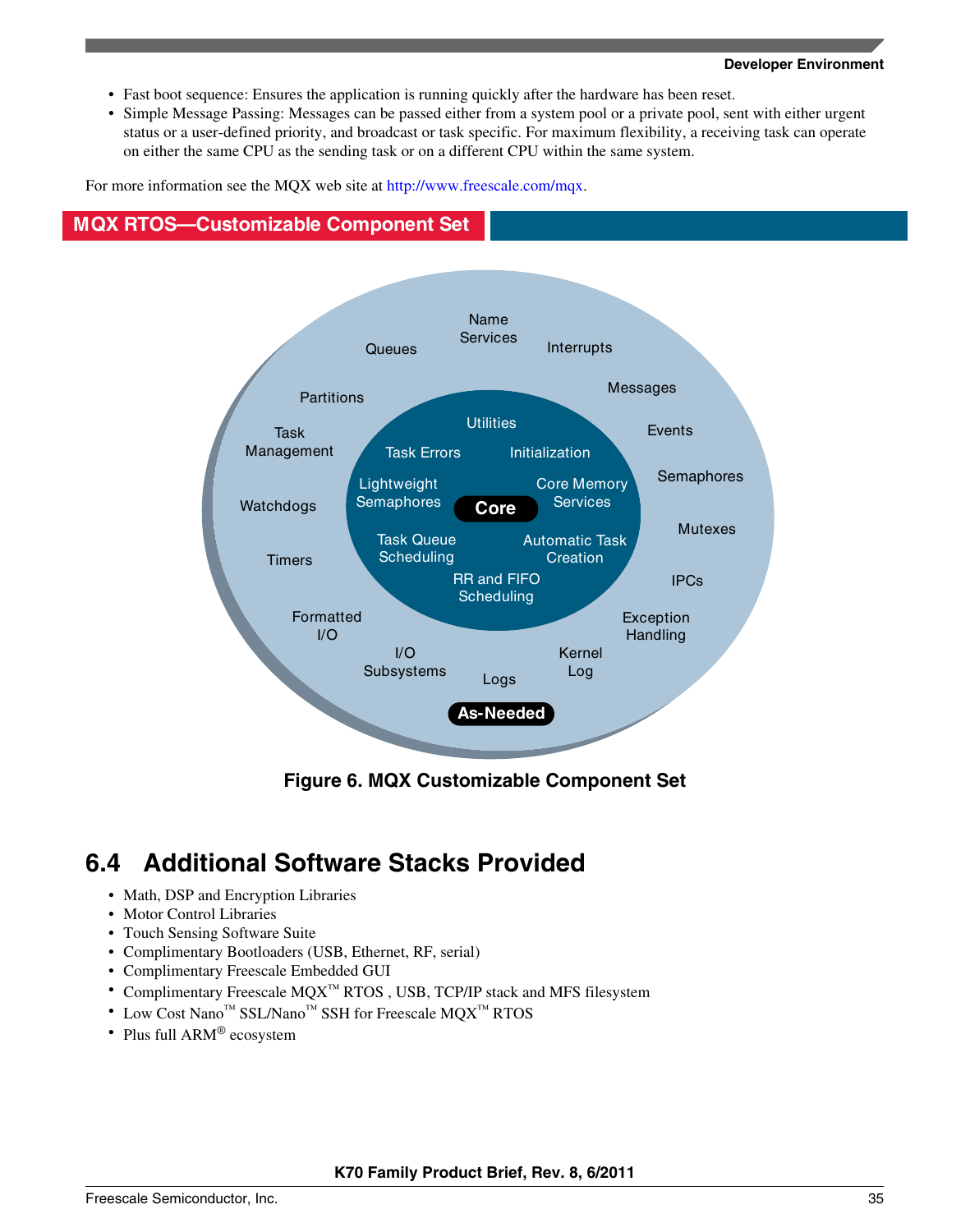- Fast boot sequence: Ensures the application is running quickly after the hardware has been reset.
- Simple Message Passing: Messages can be passed either from a system pool or a private pool, sent with either urgent status or a user-defined priority, and broadcast or task specific. For maximum flexibility, a receiving task can operate on either the same CPU as the sending task or on a different CPU within the same system.

For more information see the MQX web site at http://www.freescale.com/mqx.

**MQX RTOS—Customizable Component Set**

Figure 6. MQX Customizable Component Set

## 6.4 Additional Software Stacks Provided

- Math, DSP and Encryption Libraries
- Motor Control Libraries
- Touch Sensing Software Suite
- Complimentary Bootloaders (USB, Ethernet, RF, serial)
- Complimentary Freescale Embedded GUI
- Complimentary Freescale MQX™ RTOS , USB, TCP/IP stack and MFS filesystem
- Low Cost Nano™ SSL/Nano™ SSH for Freescale MQX™ RTOS
- Plus full ARM® ecosystem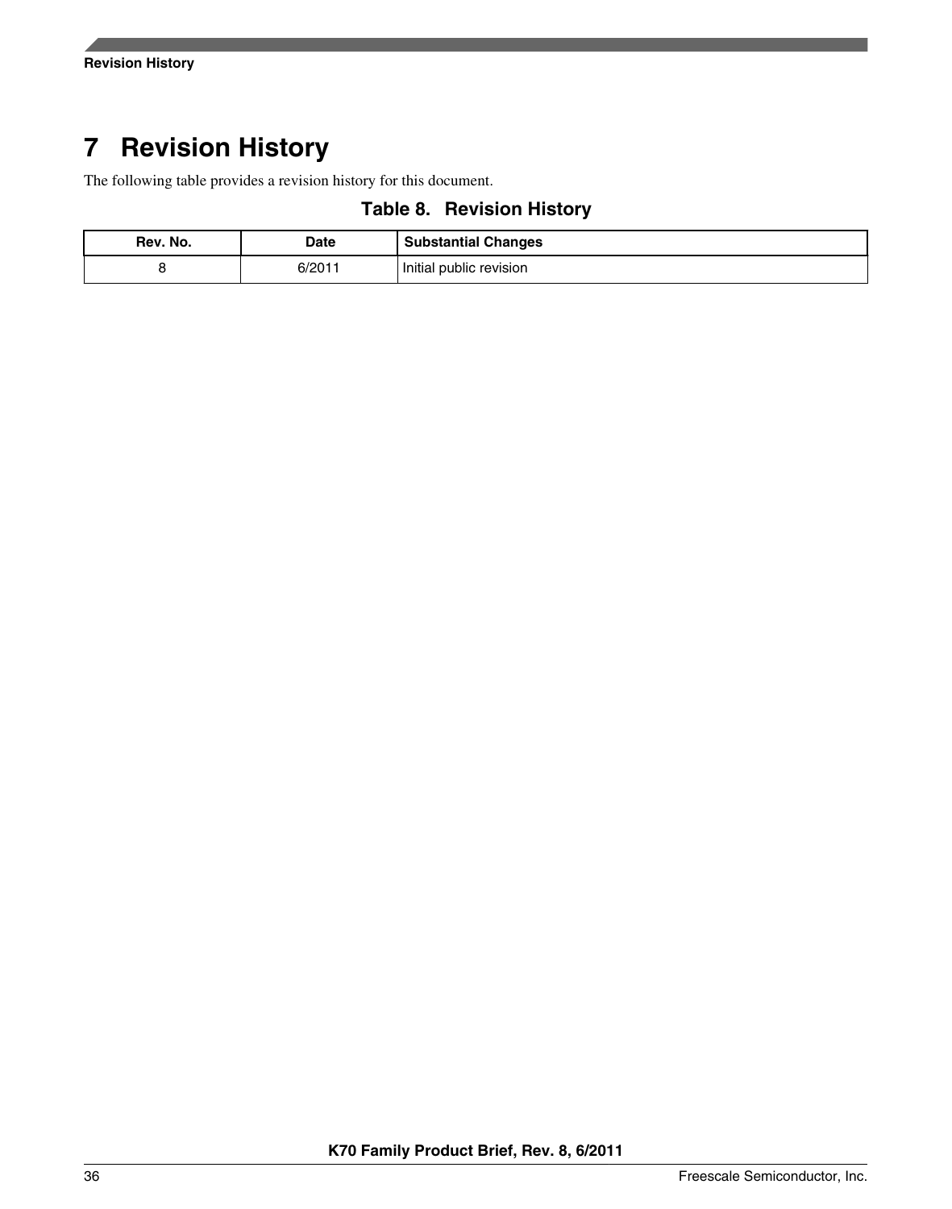# 7 Revision History

The following table provides a revision history for this document.

**Table 8. Revision History**

| Rev. No. | Date | Substantial Changes |
|---|---|---|
| 8 | 6/2011 | Initial public revision |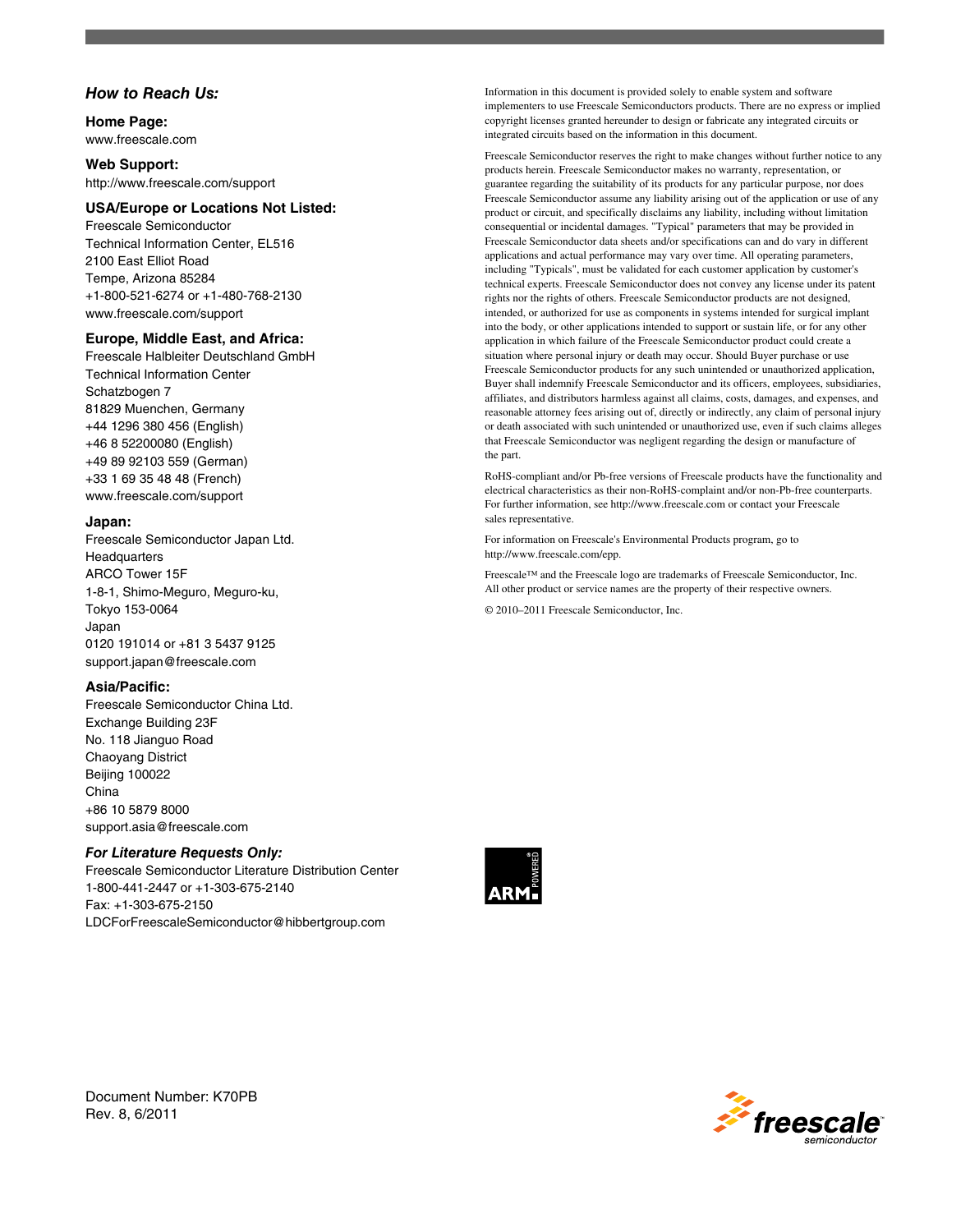### *How to Reach Us:*

**Home Page:**
www.freescale.com

**Web Support:**
http://www.freescale.com/support

**USA/Europe or Locations Not Listed:**
Freescale Semiconductor
Technical Information Center, EL516
2100 East Elliot Road
Tempe, Arizona 85284
+1-800-521-6274 or +1-480-768-2130
www.freescale.com/support

**Europe, Middle East, and Africa:**
Freescale Halbleiter Deutschland GmbH
Technical Information Center
Schatzbogen 7
81829 Muenchen, Germany
+44 1296 380 456 (English)
+46 8 52200080 (English)
+49 89 92103 559 (German)
+33 1 69 35 48 48 (French)
www.freescale.com/support

**Japan:**
Freescale Semiconductor Japan Ltd.
Headquarters
ARCO Tower 15F
1-8-1, Shimo-Meguro, Meguro-ku,
Tokyo 153-0064
Japan
0120 191014 or +81 3 5437 9125
support.japan@freescale.com

**Asia/Pacific:**
Freescale Semiconductor China Ltd.
Exchange Building 23F
No. 118 Jianguo Road
Chaoyang District
Beijing 100022
China
+86 10 5879 8000
support.asia@freescale.com

***For Literature Requests Only:***
Freescale Semiconductor Literature Distribution Center
1-800-441-2447 or +1-303-675-2140
Fax: +1-303-675-2150
LDCForFreescaleSemiconductor@hibbertgroup.com

Information in this document is provided solely to enable system and software implementers to use Freescale Semiconductors products. There are no express or implied copyright licenses granted hereunder to design or fabricate any integrated circuits or integrated circuits based on the information in this document.

Freescale Semiconductor reserves the right to make changes without further notice to any products herein. Freescale Semiconductor makes no warranty, representation, or guarantee regarding the suitability of its products for any particular purpose, nor does Freescale Semiconductor assume any liability arising out of the application or use of any product or circuit, and specifically disclaims any liability, including without limitation consequential or incidental damages. "Typical" parameters that may be provided in Freescale Semiconductor data sheets and/or specifications can and do vary in different applications and actual performance may vary over time. All operating parameters, including "Typicals", must be validated for each customer application by customer's technical experts. Freescale Semiconductor does not convey any license under its patent rights nor the rights of others. Freescale Semiconductor products are not designed, intended, or authorized for use as components in systems intended for surgical implant into the body, or other applications intended to support or sustain life, or for any other application in which failure of the Freescale Semiconductor product could create a situation where personal injury or death may occur. Should Buyer purchase or use Freescale Semiconductor products for any such unintended or unauthorized application, Buyer shall indemnify Freescale Semiconductor and its officers, employees, subsidiaries, affiliates, and distributors harmless against all claims, costs, damages, and expenses, and reasonable attorney fees arising out of, directly or indirectly, any claim of personal injury or death associated with such unintended or unauthorized use, even if such claims alleges that Freescale Semiconductor was negligent regarding the design or manufacture of the part.

RoHS-compliant and/or Pb-free versions of Freescale products have the functionality and electrical characteristics as their non-RoHS-complaint and/or non-Pb-free counterparts. For further information, see http://www.freescale.com or contact your Freescale sales representative.

For information on Freescale's Environmental Products program, go to http://www.freescale.com/epp.

Freescale™ and the Freescale logo are trademarks of Freescale Semiconductor, Inc. All other product or service names are the property of their respective owners.

© 2010–2011 Freescale Semiconductor, Inc.

Document Number: K70PB
Rev. 8, 6/2011